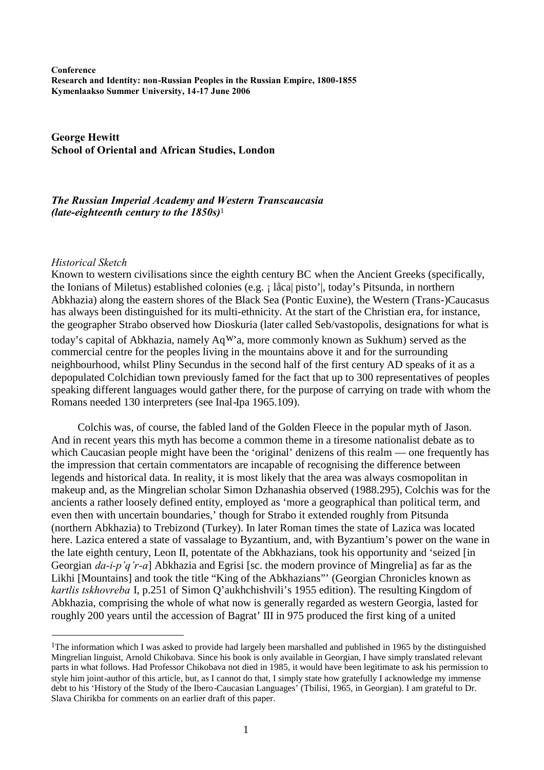**Conference**
**Research and Identity: non-Russian Peoples in the Russian Empire, 1800-1855**
**Kymenlaakso Summer University, 14-17 June 2006**

**George Hewitt**
**School of Oriental and African Studies, London**

## *The Russian Imperial Academy and Western Transcaucasia (late-eighteenth century to the 1850s)*[1]

### *Historical Sketch*

Known to western civilisations since the eighth century BC when the Ancient Greeks (specifically, the Ionians of Miletus) established colonies (e.g. ¡ låca| pisto'|, today's Pitsunda, in northern Abkhazia) along the eastern shores of the Black Sea (Pontic Euxine), the Western (Trans-)Caucasus has always been distinguished for its multi-ethnicity. At the start of the Christian era, for instance, the geographer Strabo observed how Dioskuria (later called Seb/vastopolis, designations for what is today's capital of Abkhazia, namely Aq$^{w}$'a, more commonly known as Sukhum) served as the commercial centre for the peoples living in the mountains above it and for the surrounding neighbourhood, whilst Pliny Secundus in the second half of the first century AD speaks of it as a depopulated Colchidian town previously famed for the fact that up to 300 representatives of peoples speaking different languages would gather there, for the purpose of carrying on trade with whom the Romans needed 130 interpreters (see Inal-Ipa 1965.109).

Colchis was, of course, the fabled land of the Golden Fleece in the popular myth of Jason. And in recent years this myth has become a common theme in a tiresome nationalist debate as to which Caucasian people might have been the 'original' denizens of this realm — one frequently has the impression that certain commentators are incapable of recognising the difference between legends and historical data. In reality, it is most likely that the area was always cosmopolitan in makeup and, as the Mingrelian scholar Simon Dzhanashia observed (1988.295), Colchis was for the ancients a rather loosely defined entity, employed as 'more a geographical than political term, and even then with uncertain boundaries,' though for Strabo it extended roughly from Pitsunda (northern Abkhazia) to Trebizond (Turkey). In later Roman times the state of Lazica was located here. Lazica entered a state of vassalage to Byzantium, and, with Byzantium's power on the wane in the late eighth century, Leon II, potentate of the Abkhazians, took his opportunity and 'seized [in Georgian *da-i-p'q'r-a*] Abkhazia and Egrisi [sc. the modern province of Mingrelia] as far as the Likhi [Mountains] and took the title "King of the Abkhazians"' (Georgian Chronicles known as *kartlis tskhovreba* I, p.251 of Simon Q'aukhchishvili's 1955 edition). The resulting Kingdom of Abkhazia, comprising the whole of what now is generally regarded as western Georgia, lasted for roughly 200 years until the accession of Bagrat' III in 975 produced the first king of a united

---

[1] The information which I was asked to provide had largely been marshalled and published in 1965 by the distinguished Mingrelian linguist, Arnold Chikobava. Since his book is only available in Georgian, I have simply translated relevant parts in what follows. Had Professor Chikobava not died in 1985, it would have been legitimate to ask his permission to style him joint-author of this article, but, as I cannot do that, I simply state how gratefully I acknowledge my immense debt to his 'History of the Study of the Ibero-Caucasian Languages' (Tbilisi, 1965, in Georgian). I am grateful to Dr. Slava Chirikba for comments on an earlier draft of this paper.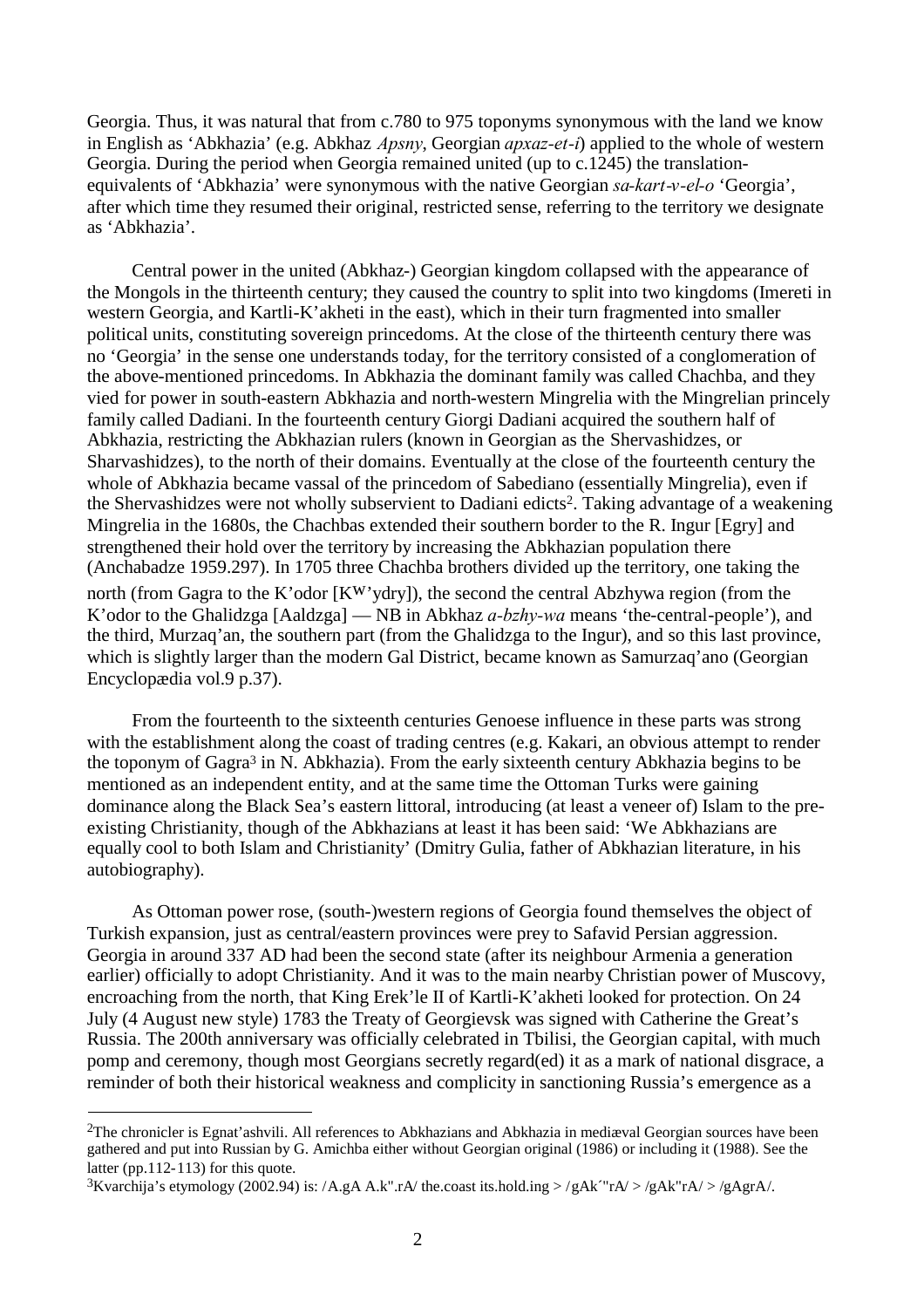Georgia. Thus, it was natural that from c.780 to 975 toponyms synonymous with the land we know in English as 'Abkhazia' (e.g. Abkhaz *Apsny*, Georgian *apxaz-et-i*) applied to the whole of western Georgia. During the period when Georgia remained united (up to c.1245) the translation-equivalents of 'Abkhazia' were synonymous with the native Georgian *sa-kart-v-el-o* 'Georgia', after which time they resumed their original, restricted sense, referring to the territory we designate as 'Abkhazia'.

Central power in the united (Abkhaz-) Georgian kingdom collapsed with the appearance of the Mongols in the thirteenth century; they caused the country to split into two kingdoms (Imereti in western Georgia, and Kartli-K'akheti in the east), which in their turn fragmented into smaller political units, constituting sovereign princedoms. At the close of the thirteenth century there was no 'Georgia' in the sense one understands today, for the territory consisted of a conglomeration of the above-mentioned princedoms. In Abkhazia the dominant family was called Chachba, and they vied for power in south-eastern Abkhazia and north-western Mingrelia with the Mingrelian princely family called Dadiani. In the fourteenth century Giorgi Dadiani acquired the southern half of Abkhazia, restricting the Abkhazian rulers (known in Georgian as the Shervashidzes, or Sharvashidzes), to the north of their domains. Eventually at the close of the fourteenth century the whole of Abkhazia became vassal of the princedom of Sabediano (essentially Mingrelia), even if the Shervashidzes were not wholly subservient to Dadiani edicts[2]. Taking advantage of a weakening Mingrelia in the 1680s, the Chachbas extended their southern border to the R. Ingur [Egry] and strengthened their hold over the territory by increasing the Abkhazian population there (Anchabadze 1959.297). In 1705 three Chachba brothers divided up the territory, one taking the north (from Gagra to the K'odor [K$^{W}$'ydry]), the second the central Abzhywa region (from the K'odor to the Ghalidzga [Aaldzga] — NB in Abkhaz *a-bzhy-wa* means 'the-central-people'), and the third, Murzaq'an, the southern part (from the Ghalidzga to the Ingur), and so this last province, which is slightly larger than the modern Gal District, became known as Samurzaq'ano (Georgian Encyclopædia vol.9 p.37).

From the fourteenth to the sixteenth centuries Genoese influence in these parts was strong with the establishment along the coast of trading centres (e.g. Kakari, an obvious attempt to render the toponym of Gagra[3] in N. Abkhazia). From the early sixteenth century Abkhazia begins to be mentioned as an independent entity, and at the same time the Ottoman Turks were gaining dominance along the Black Sea's eastern littoral, introducing (at least a veneer of) Islam to the pre-existing Christianity, though of the Abkhazians at least it has been said: 'We Abkhazians are equally cool to both Islam and Christianity' (Dmitry Gulia, father of Abkhazian literature, in his autobiography).

As Ottoman power rose, (south-)western regions of Georgia found themselves the object of Turkish expansion, just as central/eastern provinces were prey to Safavid Persian aggression. Georgia in around 337 AD had been the second state (after its neighbour Armenia a generation earlier) officially to adopt Christianity. And it was to the main nearby Christian power of Muscovy, encroaching from the north, that King Erek'le II of Kartli-K'akheti looked for protection. On 24 July (4 August new style) 1783 the Treaty of Georgievsk was signed with Catherine the Great's Russia. The 200th anniversary was officially celebrated in Tbilisi, the Georgian capital, with much pomp and ceremony, though most Georgians secretly regard(ed) it as a mark of national disgrace, a reminder of both their historical weakness and complicity in sanctioning Russia's emergence as a

---

[2]The chronicler is Egnat'ashvili. All references to Abkhazians and Abkhazia in mediæval Georgian sources have been gathered and put into Russian by G. Amichba either without Georgian original (1986) or including it (1988). See the latter (pp.112-113) for this quote.

[3]Kvarchija's etymology (2002.94) is: /A.gA A.k".rA/ the.coast its.hold.ing > /gAk´"rA/ > /gAk"rA/ > /gAgrA/.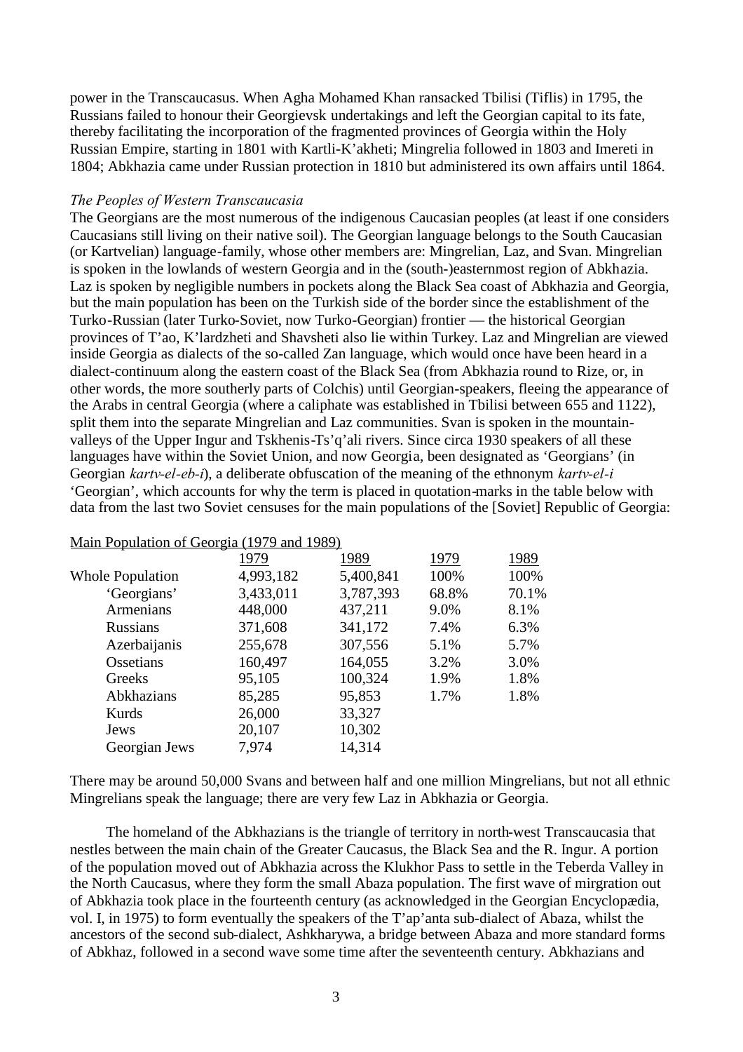power in the Transcaucasus. When Agha Mohamed Khan ransacked Tbilisi (Tiflis) in 1795, the Russians failed to honour their Georgievsk undertakings and left the Georgian capital to its fate, thereby facilitating the incorporation of the fragmented provinces of Georgia within the Holy Russian Empire, starting in 1801 with Kartli-K'akheti; Mingrelia followed in 1803 and Imereti in 1804; Abkhazia came under Russian protection in 1810 but administered its own affairs until 1864.

### *The Peoples of Western Transcaucasia*

The Georgians are the most numerous of the indigenous Caucasian peoples (at least if one considers Caucasians still living on their native soil). The Georgian language belongs to the South Caucasian (or Kartvelian) language-family, whose other members are: Mingrelian, Laz, and Svan. Mingrelian is spoken in the lowlands of western Georgia and in the (south-)easternmost region of Abkhazia. Laz is spoken by negligible numbers in pockets along the Black Sea coast of Abkhazia and Georgia, but the main population has been on the Turkish side of the border since the establishment of the Turko-Russian (later Turko-Soviet, now Turko-Georgian) frontier — the historical Georgian provinces of T'ao, K'lardzheti and Shavsheti also lie within Turkey. Laz and Mingrelian are viewed inside Georgia as dialects of the so-called Zan language, which would once have been heard in a dialect-continuum along the eastern coast of the Black Sea (from Abkhazia round to Rize, or, in other words, the more southerly parts of Colchis) until Georgian-speakers, fleeing the appearance of the Arabs in central Georgia (where a caliphate was established in Tbilisi between 655 and 1122), split them into the separate Mingrelian and Laz communities. Svan is spoken in the mountain-valleys of the Upper Ingur and Tskhenis-Ts'q'ali rivers. Since circa 1930 speakers of all these languages have within the Soviet Union, and now Georgia, been designated as 'Georgians' (in Georgian *kartv-el-eb-i*), a deliberate obfuscation of the meaning of the ethnonym *kartv-el-i* 'Georgian', which accounts for why the term is placed in quotation-marks in the table below with data from the last two Soviet censuses for the main populations of the [Soviet] Republic of Georgia:

Main Population of Georgia (1979 and 1989)

| | 1979 | 1989 | 1979 | 1989 |
|---|---|---|---|---|
| Whole Population | 4,993,182 | 5,400,841 | 100% | 100% |
| 'Georgians' | 3,433,011 | 3,787,393 | 68.8% | 70.1% |
| Armenians | 448,000 | 437,211 | 9.0% | 8.1% |
| Russians | 371,608 | 341,172 | 7.4% | 6.3% |
| Azerbaijanis | 255,678 | 307,556 | 5.1% | 5.7% |
| Ossetians | 160,497 | 164,055 | 3.2% | 3.0% |
| Greeks | 95,105 | 100,324 | 1.9% | 1.8% |
| Abkhazians | 85,285 | 95,853 | 1.7% | 1.8% |
| Kurds | 26,000 | 33,327 | | |
| Jews | 20,107 | 10,302 | | |
| Georgian Jews | 7,974 | 14,314 | | |

There may be around 50,000 Svans and between half and one million Mingrelians, but not all ethnic Mingrelians speak the language; there are very few Laz in Abkhazia or Georgia.

The homeland of the Abkhazians is the triangle of territory in north-west Transcaucasia that nestles between the main chain of the Greater Caucasus, the Black Sea and the R. Ingur. A portion of the population moved out of Abkhazia across the Klukhor Pass to settle in the Teberda Valley in the North Caucasus, where they form the small Abaza population. The first wave of mirgration out of Abkhazia took place in the fourteenth century (as acknowledged in the Georgian Encyclopædia, vol. I, in 1975) to form eventually the speakers of the T'ap'anta sub-dialect of Abaza, whilst the ancestors of the second sub-dialect, Ashkharywa, a bridge between Abaza and more standard forms of Abkhaz, followed in a second wave some time after the seventeenth century. Abkhazians and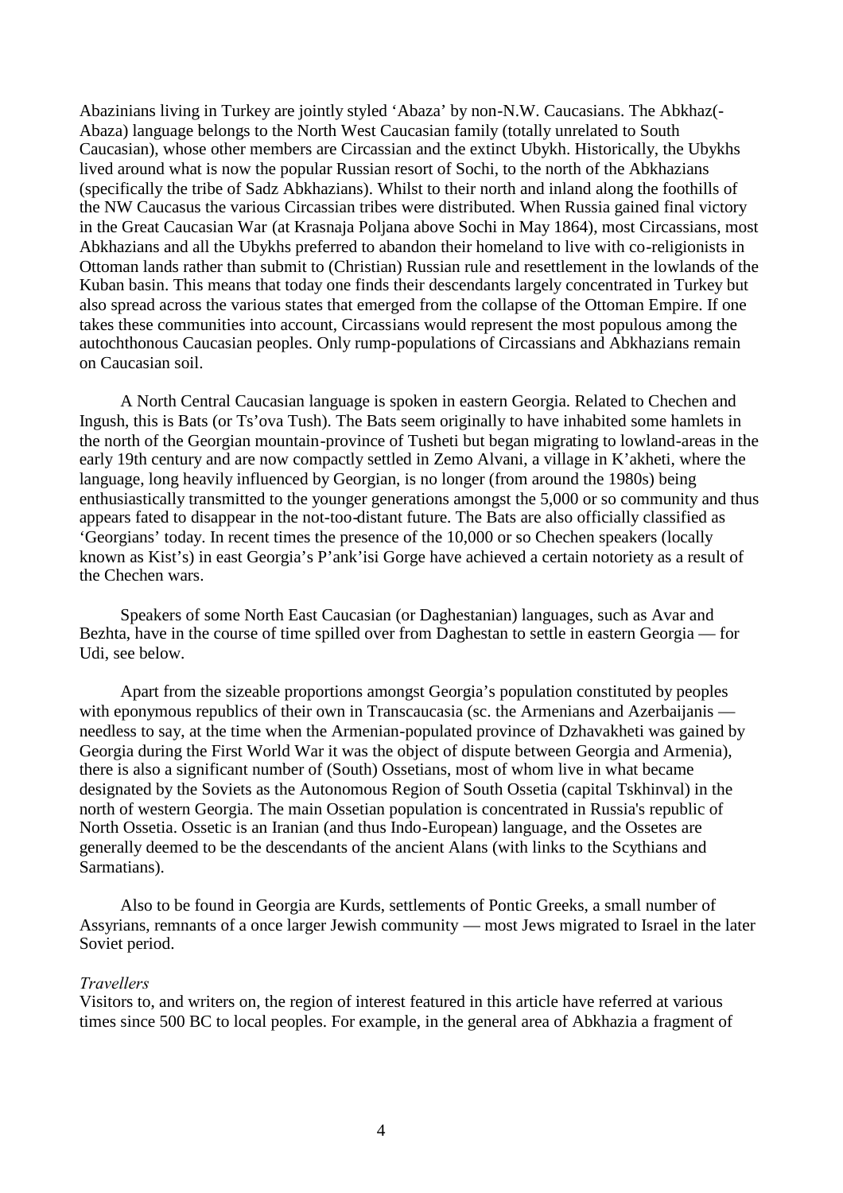Abazinians living in Turkey are jointly styled 'Abaza' by non-N.W. Caucasians. The Abkhaz(-Abaza) language belongs to the North West Caucasian family (totally unrelated to South Caucasian), whose other members are Circassian and the extinct Ubykh. Historically, the Ubykhs lived around what is now the popular Russian resort of Sochi, to the north of the Abkhazians (specifically the tribe of Sadz Abkhazians). Whilst to their north and inland along the foothills of the NW Caucasus the various Circassian tribes were distributed. When Russia gained final victory in the Great Caucasian War (at Krasnaja Poljana above Sochi in May 1864), most Circassians, most Abkhazians and all the Ubykhs preferred to abandon their homeland to live with co-religionists in Ottoman lands rather than submit to (Christian) Russian rule and resettlement in the lowlands of the Kuban basin. This means that today one finds their descendants largely concentrated in Turkey but also spread across the various states that emerged from the collapse of the Ottoman Empire. If one takes these communities into account, Circassians would represent the most populous among the autochthonous Caucasian peoples. Only rump-populations of Circassians and Abkhazians remain on Caucasian soil.

A North Central Caucasian language is spoken in eastern Georgia. Related to Chechen and Ingush, this is Bats (or Ts'ova Tush). The Bats seem originally to have inhabited some hamlets in the north of the Georgian mountain-province of Tusheti but began migrating to lowland-areas in the early 19th century and are now compactly settled in Zemo Alvani, a village in K'akheti, where the language, long heavily influenced by Georgian, is no longer (from around the 1980s) being enthusiastically transmitted to the younger generations amongst the 5,000 or so community and thus appears fated to disappear in the not-too-distant future. The Bats are also officially classified as 'Georgians' today. In recent times the presence of the 10,000 or so Chechen speakers (locally known as Kist's) in east Georgia's P'ank'isi Gorge have achieved a certain notoriety as a result of the Chechen wars.

Speakers of some North East Caucasian (or Daghestanian) languages, such as Avar and Bezhta, have in the course of time spilled over from Daghestan to settle in eastern Georgia — for Udi, see below.

Apart from the sizeable proportions amongst Georgia's population constituted by peoples with eponymous republics of their own in Transcaucasia (sc. the Armenians and Azerbaijanis — needless to say, at the time when the Armenian-populated province of Dzhavakheti was gained by Georgia during the First World War it was the object of dispute between Georgia and Armenia), there is also a significant number of (South) Ossetians, most of whom live in what became designated by the Soviets as the Autonomous Region of South Ossetia (capital Tskhinval) in the north of western Georgia. The main Ossetian population is concentrated in Russia's republic of North Ossetia. Ossetic is an Iranian (and thus Indo-European) language, and the Ossetes are generally deemed to be the descendants of the ancient Alans (with links to the Scythians and Sarmatians).

Also to be found in Georgia are Kurds, settlements of Pontic Greeks, a small number of Assyrians, remnants of a once larger Jewish community — most Jews migrated to Israel in the later Soviet period.

### *Travellers*

Visitors to, and writers on, the region of interest featured in this article have referred at various times since 500 BC to local peoples. For example, in the general area of Abkhazia a fragment of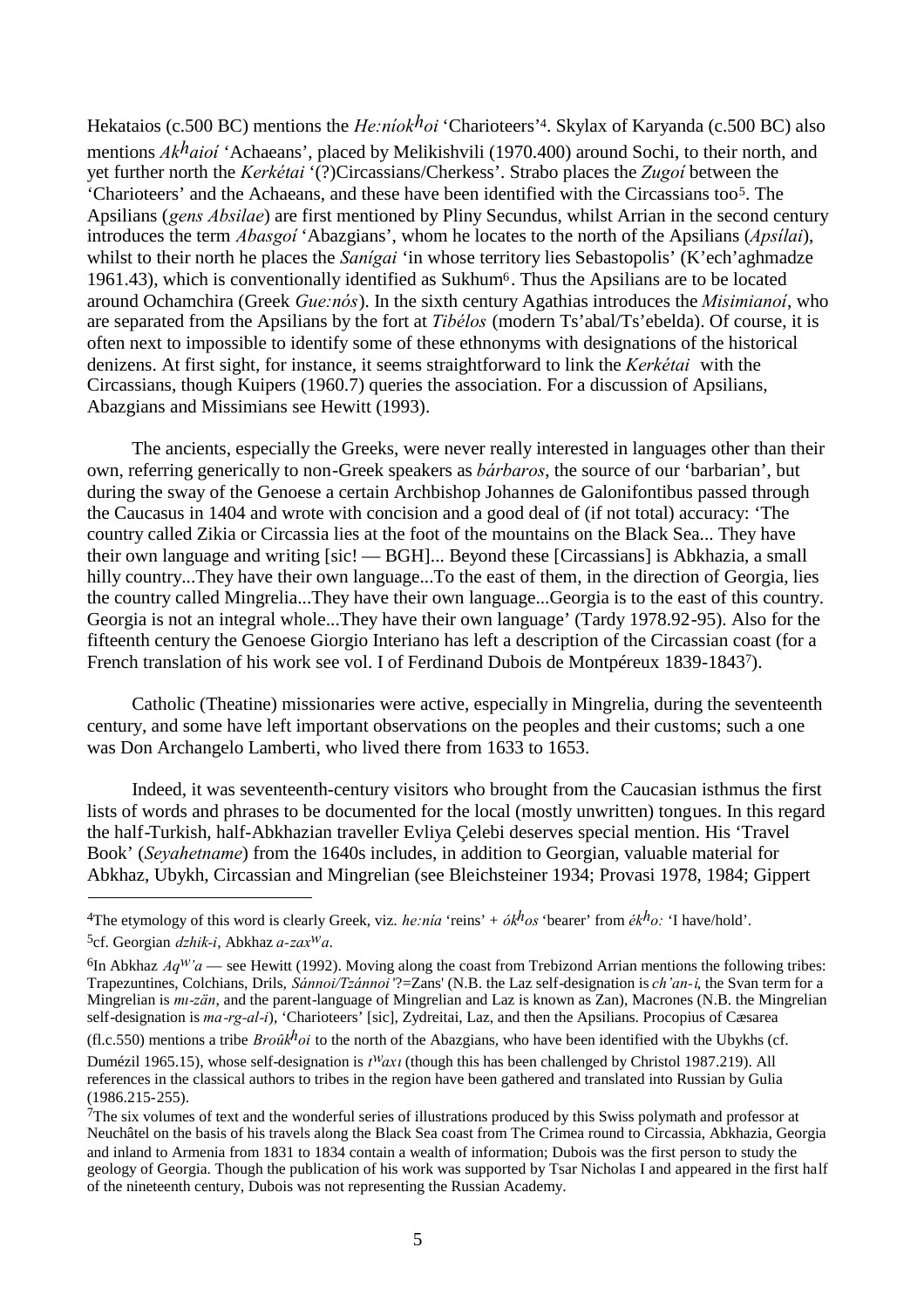Hekataios (c.500 BC) mentions the *He:níokʰoi* 'Charioteers'[4]. Skylax of Karyanda (c.500 BC) also mentions *Akʰaioí* 'Achaeans', placed by Melikishvili (1970.400) around Sochi, to their north, and yet further north the *Kerkétai* '(?)Circassians/Cherkess'. Strabo places the *Zugoí* between the 'Charioteers' and the Achaeans, and these have been identified with the Circassians too[5]. The Apsilians (*gens Absilae*) are first mentioned by Pliny Secundus, whilst Arrian in the second century introduces the term *Abasgoí* 'Abazgians', whom he locates to the north of the Apsilians (*Apsílai*), whilst to their north he places the *Sanígai* 'in whose territory lies Sebastopolis' (K'ech'aghmadze 1961.43), which is conventionally identified as Sukhum[6]. Thus the Apsilians are to be located around Ochamchira (Greek *Gue:nós*). In the sixth century Agathias introduces the *Misimianoí*, who are separated from the Apsilians by the fort at *Tibélos* (modern Ts'abal/Ts'ebelda). Of course, it is often next to impossible to identify some of these ethnonyms with designations of the historical denizens. At first sight, for instance, it seems straightforward to link the *Kerkétai* with the Circassians, though Kuipers (1960.7) queries the association. For a discussion of Apsilians, Abazgians and Missimians see Hewitt (1993).

The ancients, especially the Greeks, were never really interested in languages other than their own, referring generically to non-Greek speakers as *bárbaros*, the source of our 'barbarian', but during the sway of the Genoese a certain Archbishop Johannes de Galonifontibus passed through the Caucasus in 1404 and wrote with concision and a good deal of (if not total) accuracy: 'The country called Zikia or Circassia lies at the foot of the mountains on the Black Sea... They have their own language and writing [sic! — BGH]... Beyond these [Circassians] is Abkhazia, a small hilly country...They have their own language...To the east of them, in the direction of Georgia, lies the country called Mingrelia...They have their own language...Georgia is to the east of this country. Georgia is not an integral whole...They have their own language' (Tardy 1978.92-95). Also for the fifteenth century the Genoese Giorgio Interiano has left a description of the Circassian coast (for a French translation of his work see vol. I of Ferdinand Dubois de Montpéreux 1839-1843[7]).

Catholic (Theatine) missionaries were active, especially in Mingrelia, during the seventeenth century, and some have left important observations on the peoples and their customs; such a one was Don Archangelo Lamberti, who lived there from 1633 to 1653.

Indeed, it was seventeenth-century visitors who brought from the Caucasian isthmus the first lists of words and phrases to be documented for the local (mostly unwritten) tongues. In this regard the half-Turkish, half-Abkhazian traveller Evliya Çelebi deserves special mention. His 'Travel Book' (*Seyahetname*) from the 1640s includes, in addition to Georgian, valuable material for Abkhaz, Ubykh, Circassian and Mingrelian (see Bleichsteiner 1934; Provasi 1978, 1984; Gippert

---

[4]The etymology of this word is clearly Greek, viz. *he:nía* 'reins' + *ókʰos* 'bearer' from *ékʰo:* 'I have/hold'.

[5]cf. Georgian *dzhik-i*, Abkhaz *a-zaxʷa*.

[6]In Abkhaz *Aqʷ'a* — see Hewitt (1992). Moving along the coast from Trebizond Arrian mentions the following tribes: Trapezuntines, Colchians, Drils, *Sánnoi/Tzánnoi* '?=Zans' (N.B. the Laz self-designation is *ch'an-i*, the Svan term for a Mingrelian is *mı-zän*, and the parent-language of Mingrelian and Laz is known as Zan), Macrones (N.B. the Mingrelian self-designation is *ma-rg-al-i*), 'Charioteers' [sic], Zydreitai, Laz, and then the Apsilians. Procopius of Cæsarea (fl.c.550) mentions a tribe *Broûkʰoi* to the north of the Abazgians, who have been identified with the Ubykhs (cf. Dumézil 1965.15), whose self-designation is *tʷaxı* (though this has been challenged by Christol 1987.219). All references in the classical authors to tribes in the region have been gathered and translated into Russian by Gulia (1986.215-255).

[7]The six volumes of text and the wonderful series of illustrations produced by this Swiss polymath and professor at Neuchâtel on the basis of his travels along the Black Sea coast from The Crimea round to Circassia, Abkhazia, Georgia and inland to Armenia from 1831 to 1834 contain a wealth of information; Dubois was the first person to study the geology of Georgia. Though the publication of his work was supported by Tsar Nicholas I and appeared in the first half of the nineteenth century, Dubois was not representing the Russian Academy.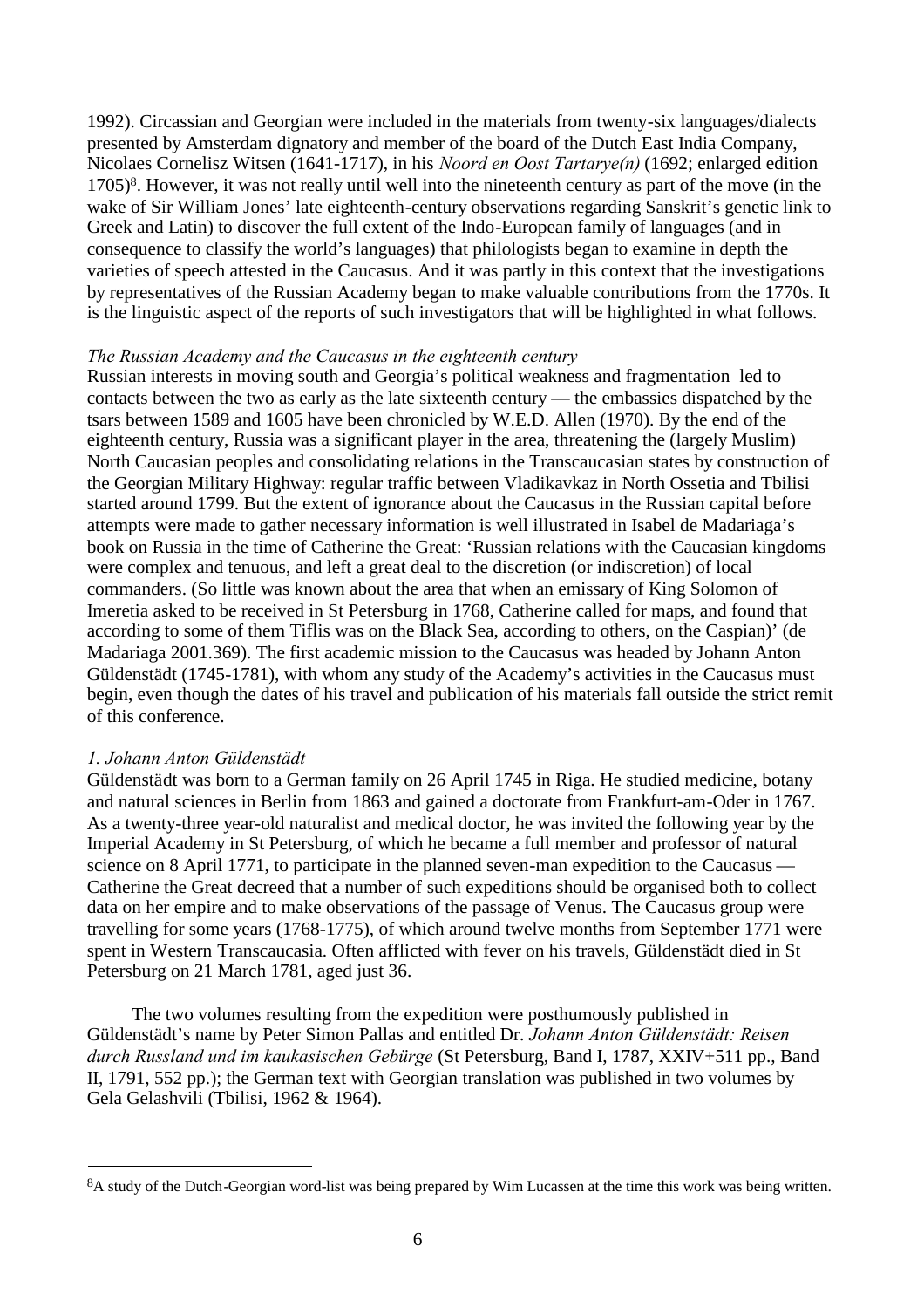1992). Circassian and Georgian were included in the materials from twenty-six languages/dialects presented by Amsterdam dignatory and member of the board of the Dutch East India Company, Nicolaes Cornelisz Witsen (1641-1717), in his *Noord en Oost Tartarye(n)* (1692; enlarged edition 1705)[8]. However, it was not really until well into the nineteenth century as part of the move (in the wake of Sir William Jones' late eighteenth-century observations regarding Sanskrit's genetic link to Greek and Latin) to discover the full extent of the Indo-European family of languages (and in consequence to classify the world's languages) that philologists began to examine in depth the varieties of speech attested in the Caucasus. And it was partly in this context that the investigations by representatives of the Russian Academy began to make valuable contributions from the 1770s. It is the linguistic aspect of the reports of such investigators that will be highlighted in what follows.

*The Russian Academy and the Caucasus in the eighteenth century*

Russian interests in moving south and Georgia's political weakness and fragmentation led to contacts between the two as early as the late sixteenth century — the embassies dispatched by the tsars between 1589 and 1605 have been chronicled by W.E.D. Allen (1970). By the end of the eighteenth century, Russia was a significant player in the area, threatening the (largely Muslim) North Caucasian peoples and consolidating relations in the Transcaucasian states by construction of the Georgian Military Highway: regular traffic between Vladikavkaz in North Ossetia and Tbilisi started around 1799. But the extent of ignorance about the Caucasus in the Russian capital before attempts were made to gather necessary information is well illustrated in Isabel de Madariaga's book on Russia in the time of Catherine the Great: 'Russian relations with the Caucasian kingdoms were complex and tenuous, and left a great deal to the discretion (or indiscretion) of local commanders. (So little was known about the area that when an emissary of King Solomon of Imeretia asked to be received in St Petersburg in 1768, Catherine called for maps, and found that according to some of them Tiflis was on the Black Sea, according to others, on the Caspian)' (de Madariaga 2001.369). The first academic mission to the Caucasus was headed by Johann Anton Güldenstädt (1745-1781), with whom any study of the Academy's activities in the Caucasus must begin, even though the dates of his travel and publication of his materials fall outside the strict remit of this conference.

*1. Johann Anton Güldenstädt*

Güldenstädt was born to a German family on 26 April 1745 in Riga. He studied medicine, botany and natural sciences in Berlin from 1863 and gained a doctorate from Frankfurt-am-Oder in 1767. As a twenty-three year-old naturalist and medical doctor, he was invited the following year by the Imperial Academy in St Petersburg, of which he became a full member and professor of natural science on 8 April 1771, to participate in the planned seven-man expedition to the Caucasus — Catherine the Great decreed that a number of such expeditions should be organised both to collect data on her empire and to make observations of the passage of Venus. The Caucasus group were travelling for some years (1768-1775), of which around twelve months from September 1771 were spent in Western Transcaucasia. Often afflicted with fever on his travels, Güldenstädt died in St Petersburg on 21 March 1781, aged just 36.

The two volumes resulting from the expedition were posthumously published in Güldenstädt's name by Peter Simon Pallas and entitled Dr. *Johann Anton Güldenstädt: Reisen durch Russland und im kaukasischen Gebürge* (St Petersburg, Band I, 1787, XXIV+511 pp., Band II, 1791, 552 pp.); the German text with Georgian translation was published in two volumes by Gela Gelashvili (Tbilisi, 1962 & 1964).

---

[8] A study of the Dutch-Georgian word-list was being prepared by Wim Lucassen at the time this work was being written.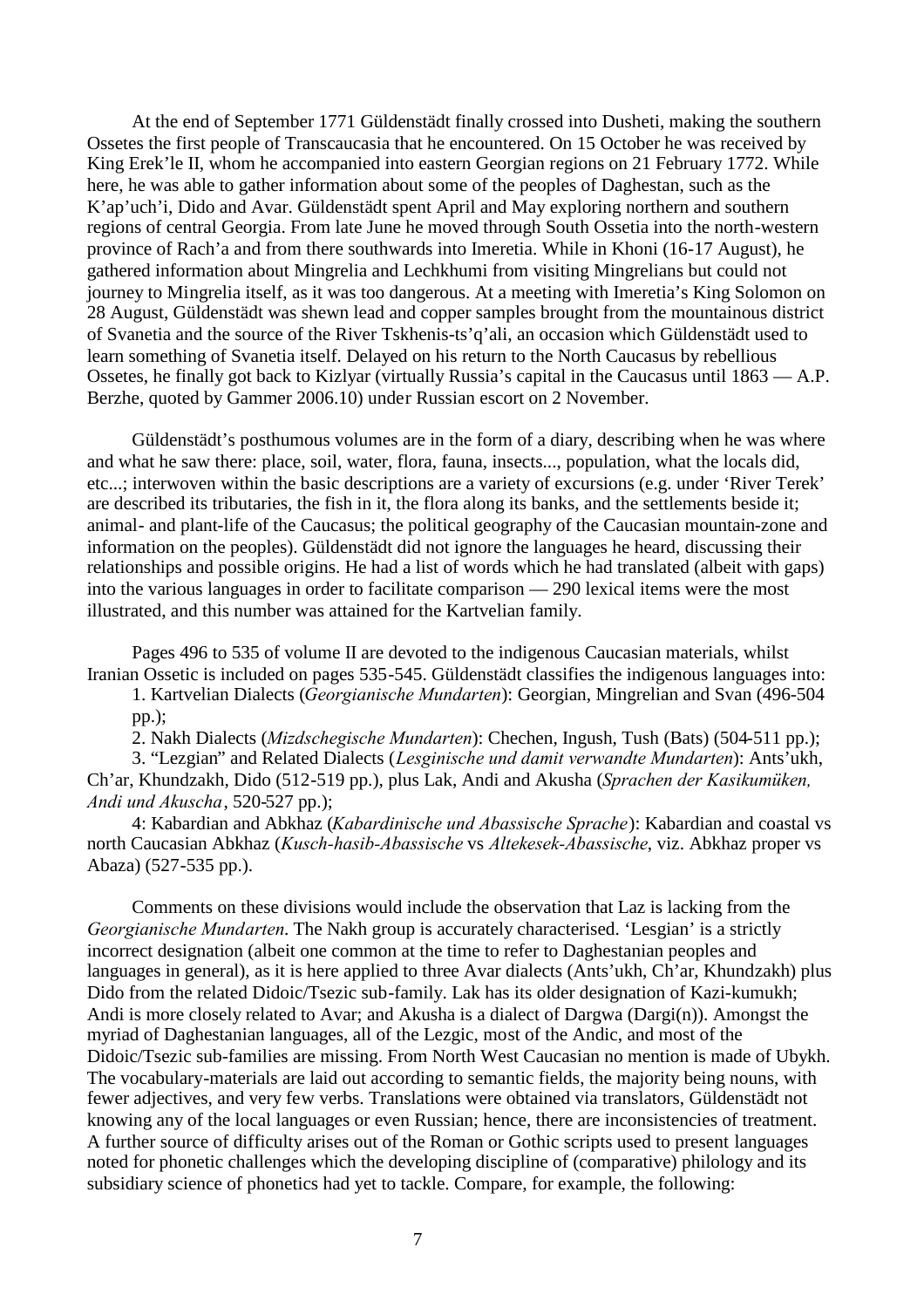At the end of September 1771 Güldenstädt finally crossed into Dusheti, making the southern Ossetes the first people of Transcaucasia that he encountered. On 15 October he was received by King Erek'le II, whom he accompanied into eastern Georgian regions on 21 February 1772. While here, he was able to gather information about some of the peoples of Daghestan, such as the K'ap'uch'i, Dido and Avar. Güldenstädt spent April and May exploring northern and southern regions of central Georgia. From late June he moved through South Ossetia into the north-western province of Rach'a and from there southwards into Imeretia. While in Khoni (16-17 August), he gathered information about Mingrelia and Lechkhumi from visiting Mingrelians but could not journey to Mingrelia itself, as it was too dangerous. At a meeting with Imeretia's King Solomon on 28 August, Güldenstädt was shewn lead and copper samples brought from the mountainous district of Svanetia and the source of the River Tskhenis-ts'q'ali, an occasion which Güldenstädt used to learn something of Svanetia itself. Delayed on his return to the North Caucasus by rebellious Ossetes, he finally got back to Kizlyar (virtually Russia's capital in the Caucasus until 1863 — A.P. Berzhe, quoted by Gammer 2006.10) under Russian escort on 2 November.

Güldenstädt's posthumous volumes are in the form of a diary, describing when he was where and what he saw there: place, soil, water, flora, fauna, insects..., population, what the locals did, etc...; interwoven within the basic descriptions are a variety of excursions (e.g. under 'River Terek' are described its tributaries, the fish in it, the flora along its banks, and the settlements beside it; animal- and plant-life of the Caucasus; the political geography of the Caucasian mountain-zone and information on the peoples). Güldenstädt did not ignore the languages he heard, discussing their relationships and possible origins. He had a list of words which he had translated (albeit with gaps) into the various languages in order to facilitate comparison — 290 lexical items were the most illustrated, and this number was attained for the Kartvelian family.

Pages 496 to 535 of volume II are devoted to the indigenous Caucasian materials, whilst Iranian Ossetic is included on pages 535-545. Güldenstädt classifies the indigenous languages into:

1. Kartvelian Dialects (*Georgianische Mundarten*): Georgian, Mingrelian and Svan (496-504 pp.);
2. Nakh Dialects (*Mizdschegische Mundarten*): Chechen, Ingush, Tush (Bats) (504-511 pp.);
3. "Lezgian" and Related Dialects (*Lesginische und damit verwandte Mundarten*): Ants'ukh, Ch'ar, Khundzakh, Dido (512-519 pp.), plus Lak, Andi and Akusha (*Sprachen der Kasikumüken, Andi und Akuscha*, 520-527 pp.);
4: Kabardian and Abkhaz (*Kabardinische und Abassische Sprache*): Kabardian and coastal vs north Caucasian Abkhaz (*Kusch-hasib-Abassische* vs *Altekesek-Abassische*, viz. Abkhaz proper vs Abaza) (527-535 pp.).

Comments on these divisions would include the observation that Laz is lacking from the *Georgianische Mundarten*. The Nakh group is accurately characterised. 'Lesgian' is a strictly incorrect designation (albeit one common at the time to refer to Daghestanian peoples and languages in general), as it is here applied to three Avar dialects (Ants'ukh, Ch'ar, Khundzakh) plus Dido from the related Didoic/Tsezic sub-family. Lak has its older designation of Kazi-kumukh; Andi is more closely related to Avar; and Akusha is a dialect of Dargwa (Dargi(n)). Amongst the myriad of Daghestanian languages, all of the Lezgic, most of the Andic, and most of the Didoic/Tsezic sub-families are missing. From North West Caucasian no mention is made of Ubykh. The vocabulary-materials are laid out according to semantic fields, the majority being nouns, with fewer adjectives, and very few verbs. Translations were obtained via translators, Güldenstädt not knowing any of the local languages or even Russian; hence, there are inconsistencies of treatment. A further source of difficulty arises out of the Roman or Gothic scripts used to present languages noted for phonetic challenges which the developing discipline of (comparative) philology and its subsidiary science of phonetics had yet to tackle. Compare, for example, the following: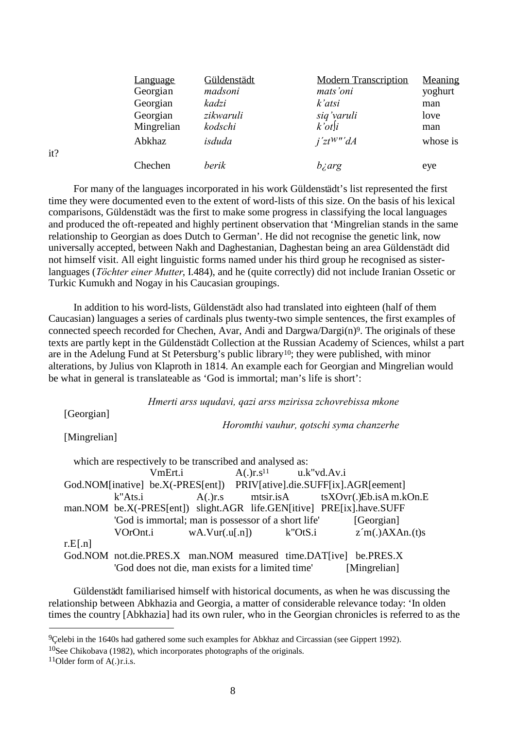| Language | Güldenstädt | Modern Transcription | Meaning |
| --- | --- | --- | --- |
| Georgian | *madsoni* | *mats'oni* | yoghurt |
| Georgian | *kadzi* | *k'atsi* | man |
| Georgian | *zikwaruli* | *siq'varuli* | love |
| Mingrelian | *kodschi* | *k'otʃi* | man |
| Abkhaz | *isduda* | *j´zt$^{W}$"´dA* | whose is it? |
| Chechen | *berik* | *b¿arg* | eye |

For many of the languages incorporated in his work Güldenstädt's list represented the first time they were documented even to the extent of word-lists of this size. On the basis of his lexical comparisons, Güldenstädt was the first to make some progress in classifying the local languages and produced the oft-repeated and highly pertinent observation that 'Mingrelian stands in the same relationship to Georgian as does Dutch to German'. He did not recognise the genetic link, now universally accepted, between Nakh and Daghestanian, Daghestan being an area Güldenstädt did not himself visit. All eight linguistic forms named under his third group he recognised as sister-languages (*Töchter einer Mutter*, I.484), and he (quite correctly) did not include Iranian Ossetic or Turkic Kumukh and Nogay in his Caucasian groupings.

In addition to his word-lists, Güldenstädt also had translated into eighteen (half of them Caucasian) languages a series of cardinals plus twenty-two simple sentences, the first examples of connected speech recorded for Chechen, Avar, Andi and Dargwa/Dargi(n)[9]. The originals of these texts are partly kept in the Güldenstädt Collection at the Russian Academy of Sciences, whilst a part are in the Adelung Fund at St Petersburg's public library[10]; they were published, with minor alterations, by Julius von Klaproth in 1814. An example each for Georgian and Mingrelian would be what in general is translateable as 'God is immortal; man's life is short':

*Hmerti arss uqudavi, qazi arss mzirissa zchovrebissa mkone* [Georgian]

*Horomthi vauhur, qotschi syma chanzerhe* [Mingrelian]

which are respectively to be transcribed and analysed as:

VmErt.i A(.)r.s[11] u.k"vd.Av.i
God.NOM[inative] be.X(-PRES[ent]) PRIV[ative].die.SUFF[ix].AGR[eement]
k"Ats.i A(.)r.s mtsir.isA tsXOvr(.)Eb.isA m.kOn.E
man.NOM be.X(-PRES[ent]) slight.AGR life.GEN[itive] PRE[ix].have.SUFF
'God is immortal; man is possessor of a short life' [Georgian]

VOrOnt.i wA.Vur(.u[.n]) k"OtS.i z´m(.)AXAn.(t)s r.E[.n]
God.NOM not.die.PRES.X man.NOM measured time.DAT[ive] be.PRES.X
'God does not die, man exists for a limited time' [Mingrelian]

Güldenstädt familiarised himself with historical documents, as when he was discussing the relationship between Abkhazia and Georgia, a matter of considerable relevance today: 'In olden times the country [Abkhazia] had its own ruler, who in the Georgian chronicles is referred to as the

---

[9] Çelebi in the 1640s had gathered some such examples for Abkhaz and Circassian (see Gippert 1992).

[10] See Chikobava (1982), which incorporates photographs of the originals.

[11] Older form of A(.)r.i.s.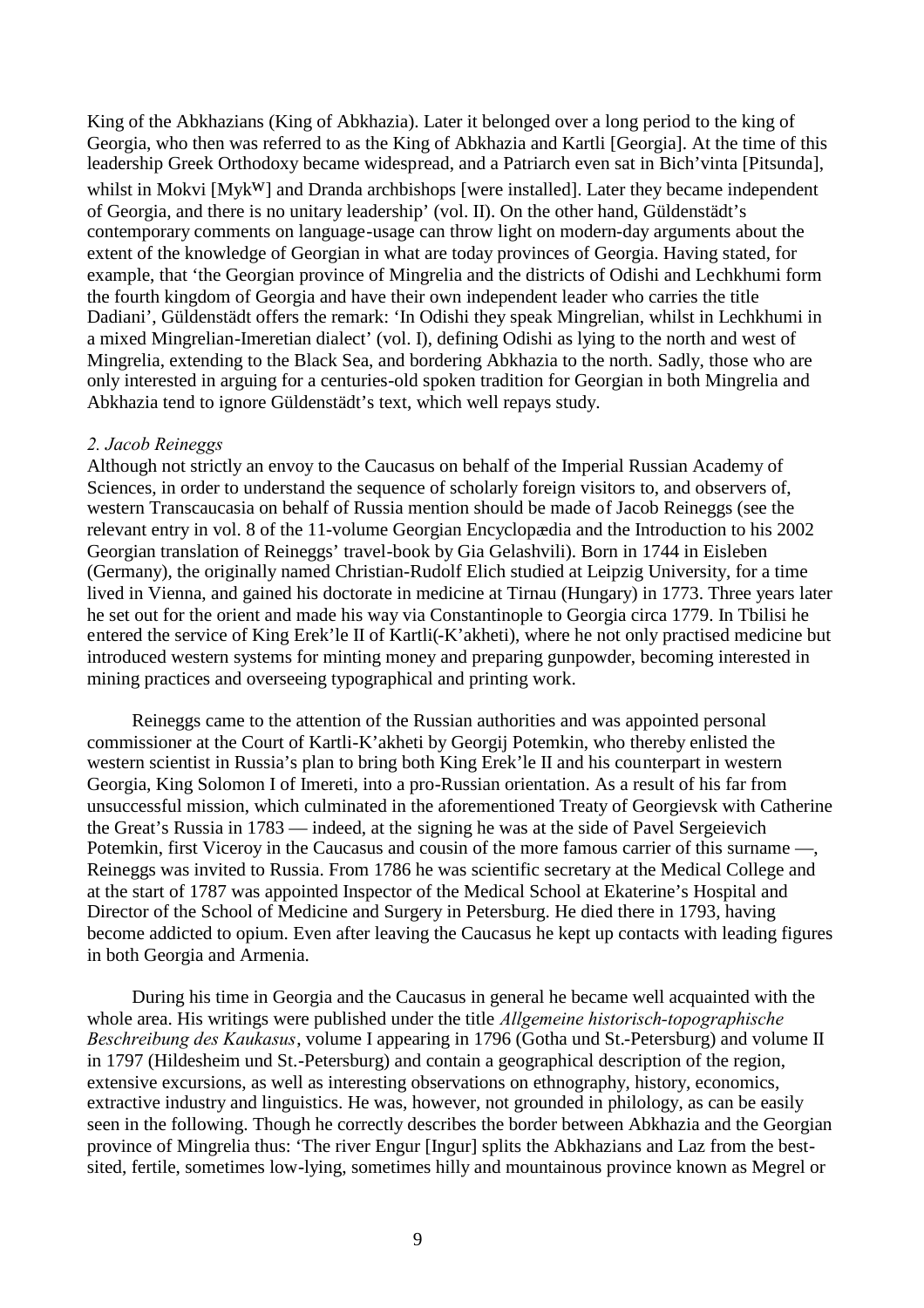King of the Abkhazians (King of Abkhazia). Later it belonged over a long period to the king of Georgia, who then was referred to as the King of Abkhazia and Kartli [Georgia]. At the time of this leadership Greek Orthodoxy became widespread, and a Patriarch even sat in Bich'vinta [Pitsunda], whilst in Mokvi [Myk$^{W}$] and Dranda archbishops [were installed]. Later they became independent of Georgia, and there is no unitary leadership' (vol. II). On the other hand, Güldenstädt's contemporary comments on language-usage can throw light on modern-day arguments about the extent of the knowledge of Georgian in what are today provinces of Georgia. Having stated, for example, that 'the Georgian province of Mingrelia and the districts of Odishi and Lechkhumi form the fourth kingdom of Georgia and have their own independent leader who carries the title Dadiani', Güldenstädt offers the remark: 'In Odishi they speak Mingrelian, whilst in Lechkhumi in a mixed Mingrelian-Imeretian dialect' (vol. I), defining Odishi as lying to the north and west of Mingrelia, extending to the Black Sea, and bordering Abkhazia to the north. Sadly, those who are only interested in arguing for a centuries-old spoken tradition for Georgian in both Mingrelia and Abkhazia tend to ignore Güldenstädt's text, which well repays study.

*2. Jacob Reineggs*

Although not strictly an envoy to the Caucasus on behalf of the Imperial Russian Academy of Sciences, in order to understand the sequence of scholarly foreign visitors to, and observers of, western Transcaucasia on behalf of Russia mention should be made of Jacob Reineggs (see the relevant entry in vol. 8 of the 11-volume Georgian Encyclopædia and the Introduction to his 2002 Georgian translation of Reineggs' travel-book by Gia Gelashvili). Born in 1744 in Eisleben (Germany), the originally named Christian-Rudolf Elich studied at Leipzig University, for a time lived in Vienna, and gained his doctorate in medicine at Tirnau (Hungary) in 1773. Three years later he set out for the orient and made his way via Constantinople to Georgia circa 1779. In Tbilisi he entered the service of King Erek'le II of Kartli(-K'akheti), where he not only practised medicine but introduced western systems for minting money and preparing gunpowder, becoming interested in mining practices and overseeing typographical and printing work.

Reineggs came to the attention of the Russian authorities and was appointed personal commissioner at the Court of Kartli-K'akheti by Georgij Potemkin, who thereby enlisted the western scientist in Russia's plan to bring both King Erek'le II and his counterpart in western Georgia, King Solomon I of Imereti, into a pro-Russian orientation. As a result of his far from unsuccessful mission, which culminated in the aforementioned Treaty of Georgievsk with Catherine the Great's Russia in 1783 — indeed, at the signing he was at the side of Pavel Sergeievich Potemkin, first Viceroy in the Caucasus and cousin of the more famous carrier of this surname —, Reineggs was invited to Russia. From 1786 he was scientific secretary at the Medical College and at the start of 1787 was appointed Inspector of the Medical School at Ekaterine's Hospital and Director of the School of Medicine and Surgery in Petersburg. He died there in 1793, having become addicted to opium. Even after leaving the Caucasus he kept up contacts with leading figures in both Georgia and Armenia.

During his time in Georgia and the Caucasus in general he became well acquainted with the whole area. His writings were published under the title *Allgemeine historisch-topographische Beschreibung des Kaukasus*, volume I appearing in 1796 (Gotha und St.-Petersburg) and volume II in 1797 (Hildesheim und St.-Petersburg) and contain a geographical description of the region, extensive excursions, as well as interesting observations on ethnography, history, economics, extractive industry and linguistics. He was, however, not grounded in philology, as can be easily seen in the following. Though he correctly describes the border between Abkhazia and the Georgian province of Mingrelia thus: 'The river Engur [Ingur] splits the Abkhazians and Laz from the best-sited, fertile, sometimes low-lying, sometimes hilly and mountainous province known as Megrel or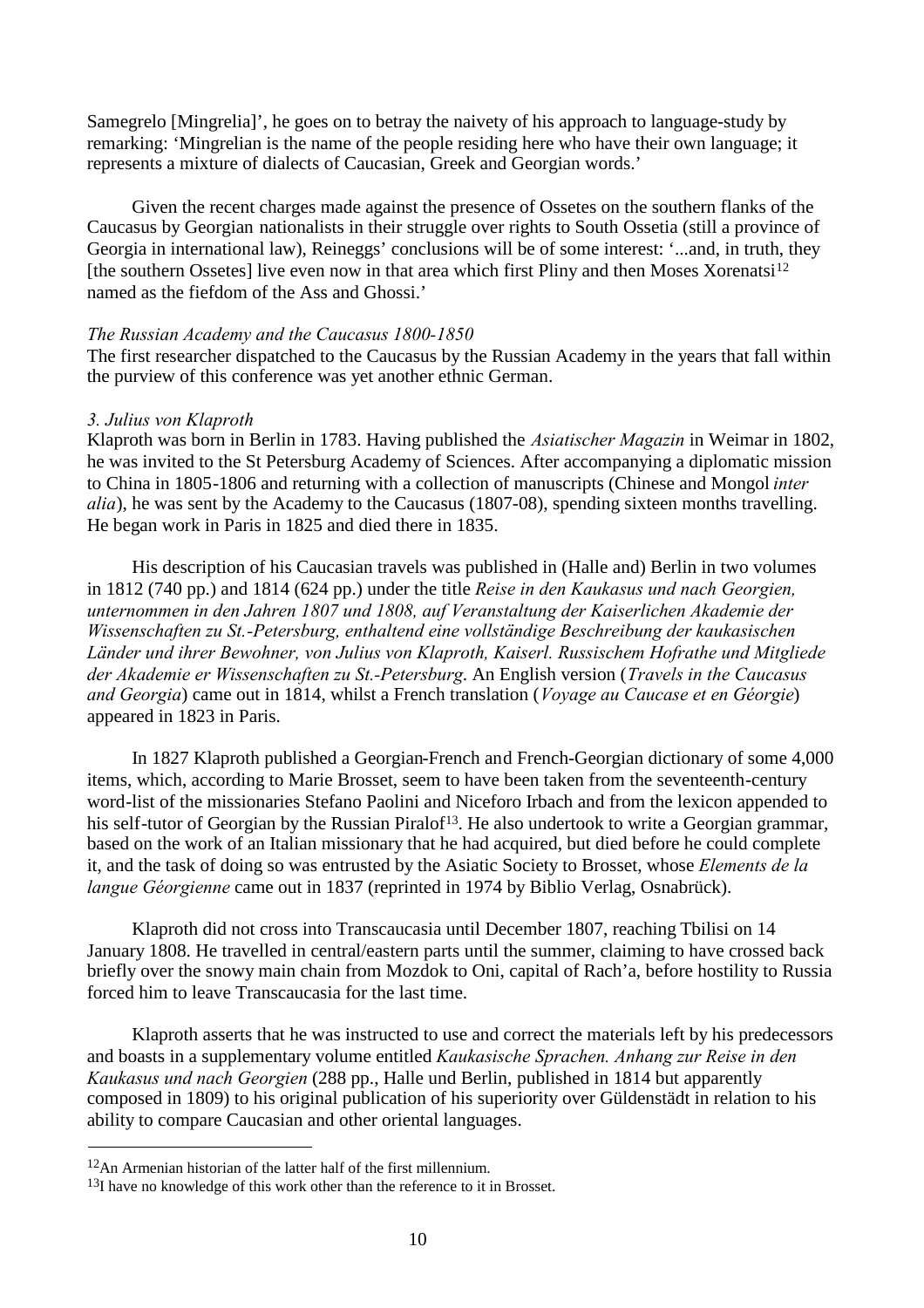Samegrelo [Mingrelia]', he goes on to betray the naivety of his approach to language-study by remarking: 'Mingrelian is the name of the people residing here who have their own language; it represents a mixture of dialects of Caucasian, Greek and Georgian words.'

Given the recent charges made against the presence of Ossetes on the southern flanks of the Caucasus by Georgian nationalists in their struggle over rights to South Ossetia (still a province of Georgia in international law), Reineggs' conclusions will be of some interest: '...and, in truth, they [the southern Ossetes] live even now in that area which first Pliny and then Moses Xorenatsi[12] named as the fiefdom of the Ass and Ghossi.'

*The Russian Academy and the Caucasus 1800-1850*

The first researcher dispatched to the Caucasus by the Russian Academy in the years that fall within the purview of this conference was yet another ethnic German.

*3. Julius von Klaproth*

Klaproth was born in Berlin in 1783. Having published the *Asiatischer Magazin* in Weimar in 1802, he was invited to the St Petersburg Academy of Sciences. After accompanying a diplomatic mission to China in 1805-1806 and returning with a collection of manuscripts (Chinese and Mongol *inter alia*), he was sent by the Academy to the Caucasus (1807-08), spending sixteen months travelling. He began work in Paris in 1825 and died there in 1835.

His description of his Caucasian travels was published in (Halle and) Berlin in two volumes in 1812 (740 pp.) and 1814 (624 pp.) under the title *Reise in den Kaukasus und nach Georgien, unternommen in den Jahren 1807 und 1808, auf Veranstaltung der Kaiserlichen Akademie der Wissenschaften zu St.-Petersburg, enthaltend eine vollständige Beschreibung der kaukasischen Länder und ihrer Bewohner, von Julius von Klaproth, Kaiserl. Russischem Hofrathe und Mitgliede der Akademie er Wissenschaften zu St.-Petersburg*. An English version (*Travels in the Caucasus and Georgia*) came out in 1814, whilst a French translation (*Voyage au Caucase et en Géorgie*) appeared in 1823 in Paris.

In 1827 Klaproth published a Georgian-French and French-Georgian dictionary of some 4,000 items, which, according to Marie Brosset, seem to have been taken from the seventeenth-century word-list of the missionaries Stefano Paolini and Niceforo Irbach and from the lexicon appended to his self-tutor of Georgian by the Russian Piralof[13]. He also undertook to write a Georgian grammar, based on the work of an Italian missionary that he had acquired, but died before he could complete it, and the task of doing so was entrusted by the Asiatic Society to Brosset, whose *Elements de la langue Géorgienne* came out in 1837 (reprinted in 1974 by Biblio Verlag, Osnabrück).

Klaproth did not cross into Transcaucasia until December 1807, reaching Tbilisi on 14 January 1808. He travelled in central/eastern parts until the summer, claiming to have crossed back briefly over the snowy main chain from Mozdok to Oni, capital of Rach'a, before hostility to Russia forced him to leave Transcaucasia for the last time.

Klaproth asserts that he was instructed to use and correct the materials left by his predecessors and boasts in a supplementary volume entitled *Kaukasische Sprachen. Anhang zur Reise in den Kaukasus und nach Georgien* (288 pp., Halle und Berlin, published in 1814 but apparently composed in 1809) to his original publication of his superiority over Güldenstädt in relation to his ability to compare Caucasian and other oriental languages.

---

[12] An Armenian historian of the latter half of the first millennium.

[13] I have no knowledge of this work other than the reference to it in Brosset.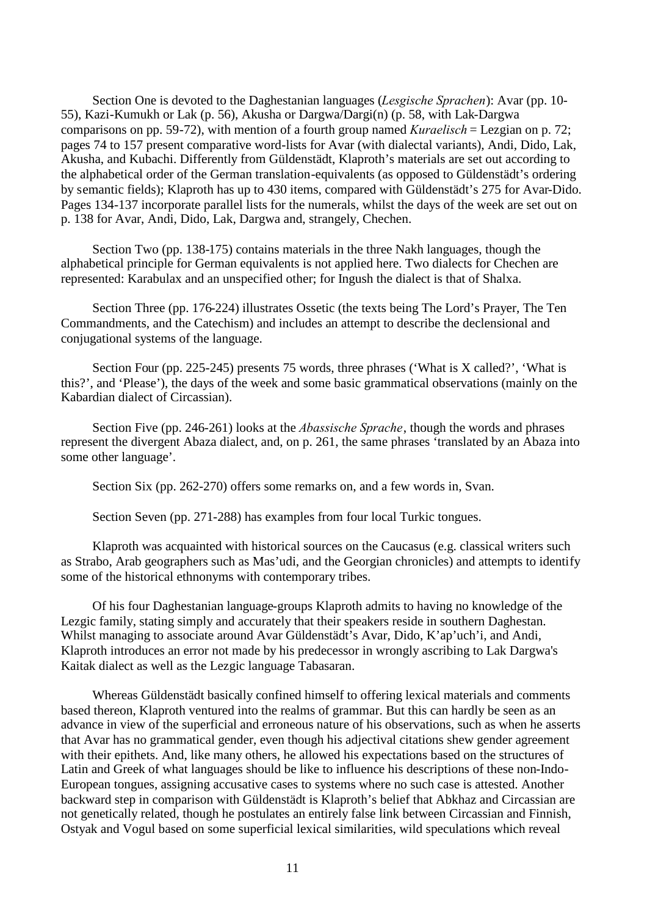Section One is devoted to the Daghestanian languages (*Lesgische Sprachen*): Avar (pp. 10-55), Kazi-Kumukh or Lak (p. 56), Akusha or Dargwa/Dargi(n) (p. 58, with Lak-Dargwa comparisons on pp. 59-72), with mention of a fourth group named *Kuraelisch* = Lezgian on p. 72; pages 74 to 157 present comparative word-lists for Avar (with dialectal variants), Andi, Dido, Lak, Akusha, and Kubachi. Differently from Güldenstädt, Klaproth's materials are set out according to the alphabetical order of the German translation-equivalents (as opposed to Güldenstädt's ordering by semantic fields); Klaproth has up to 430 items, compared with Güldenstädt's 275 for Avar-Dido. Pages 134-137 incorporate parallel lists for the numerals, whilst the days of the week are set out on p. 138 for Avar, Andi, Dido, Lak, Dargwa and, strangely, Chechen.

Section Two (pp. 138-175) contains materials in the three Nakh languages, though the alphabetical principle for German equivalents is not applied here. Two dialects for Chechen are represented: Karabulax and an unspecified other; for Ingush the dialect is that of Shalxa.

Section Three (pp. 176-224) illustrates Ossetic (the texts being The Lord's Prayer, The Ten Commandments, and the Catechism) and includes an attempt to describe the declensional and conjugational systems of the language.

Section Four (pp. 225-245) presents 75 words, three phrases ('What is X called?', 'What is this?', and 'Please'), the days of the week and some basic grammatical observations (mainly on the Kabardian dialect of Circassian).

Section Five (pp. 246-261) looks at the *Abassische Sprache*, though the words and phrases represent the divergent Abaza dialect, and, on p. 261, the same phrases 'translated by an Abaza into some other language'.

Section Six (pp. 262-270) offers some remarks on, and a few words in, Svan.

Section Seven (pp. 271-288) has examples from four local Turkic tongues.

Klaproth was acquainted with historical sources on the Caucasus (e.g. classical writers such as Strabo, Arab geographers such as Mas'udi, and the Georgian chronicles) and attempts to identify some of the historical ethnonyms with contemporary tribes.

Of his four Daghestanian language-groups Klaproth admits to having no knowledge of the Lezgic family, stating simply and accurately that their speakers reside in southern Daghestan. Whilst managing to associate around Avar Güldenstädt's Avar, Dido, K'ap'uch'i, and Andi, Klaproth introduces an error not made by his predecessor in wrongly ascribing to Lak Dargwa's Kaitak dialect as well as the Lezgic language Tabasaran.

Whereas Güldenstädt basically confined himself to offering lexical materials and comments based thereon, Klaproth ventured into the realms of grammar. But this can hardly be seen as an advance in view of the superficial and erroneous nature of his observations, such as when he asserts that Avar has no grammatical gender, even though his adjectival citations shew gender agreement with their epithets. And, like many others, he allowed his expectations based on the structures of Latin and Greek of what languages should be like to influence his descriptions of these non-Indo-European tongues, assigning accusative cases to systems where no such case is attested. Another backward step in comparison with Güldenstädt is Klaproth's belief that Abkhaz and Circassian are not genetically related, though he postulates an entirely false link between Circassian and Finnish, Ostyak and Vogul based on some superficial lexical similarities, wild speculations which reveal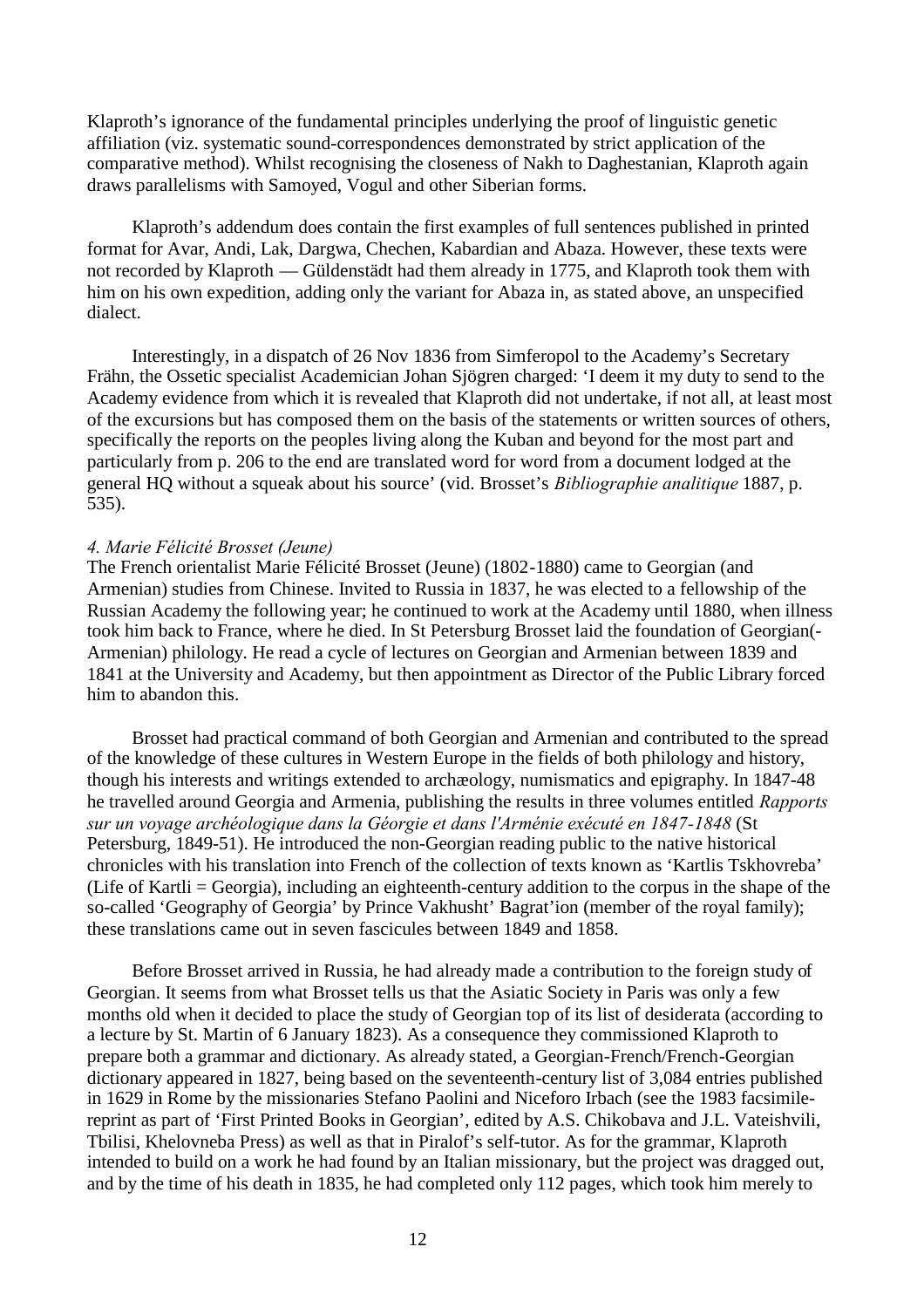Klaproth's ignorance of the fundamental principles underlying the proof of linguistic genetic affiliation (viz. systematic sound-correspondences demonstrated by strict application of the comparative method). Whilst recognising the closeness of Nakh to Daghestanian, Klaproth again draws parallelisms with Samoyed, Vogul and other Siberian forms.

Klaproth's addendum does contain the first examples of full sentences published in printed format for Avar, Andi, Lak, Dargwa, Chechen, Kabardian and Abaza. However, these texts were not recorded by Klaproth — Güldenstädt had them already in 1775, and Klaproth took them with him on his own expedition, adding only the variant for Abaza in, as stated above, an unspecified dialect.

Interestingly, in a dispatch of 26 Nov 1836 from Simferopol to the Academy's Secretary Frähn, the Ossetic specialist Academician Johan Sjögren charged: 'I deem it my duty to send to the Academy evidence from which it is revealed that Klaproth did not undertake, if not all, at least most of the excursions but has composed them on the basis of the statements or written sources of others, specifically the reports on the peoples living along the Kuban and beyond for the most part and particularly from p. 206 to the end are translated word for word from a document lodged at the general HQ without a squeak about his source' (vid. Brosset's *Bibliographie analitique* 1887, p. 535).

*4. Marie Félicité Brosset (Jeune)*

The French orientalist Marie Félicité Brosset (Jeune) (1802-1880) came to Georgian (and Armenian) studies from Chinese. Invited to Russia in 1837, he was elected to a fellowship of the Russian Academy the following year; he continued to work at the Academy until 1880, when illness took him back to France, where he died. In St Petersburg Brosset laid the foundation of Georgian(-Armenian) philology. He read a cycle of lectures on Georgian and Armenian between 1839 and 1841 at the University and Academy, but then appointment as Director of the Public Library forced him to abandon this.

Brosset had practical command of both Georgian and Armenian and contributed to the spread of the knowledge of these cultures in Western Europe in the fields of both philology and history, though his interests and writings extended to archæology, numismatics and epigraphy. In 1847-48 he travelled around Georgia and Armenia, publishing the results in three volumes entitled *Rapports sur un voyage archéologique dans la Géorgie et dans l'Arménie exécuté en 1847-1848* (St Petersburg, 1849-51). He introduced the non-Georgian reading public to the native historical chronicles with his translation into French of the collection of texts known as 'Kartlis Tskhovreba' (Life of Kartli = Georgia), including an eighteenth-century addition to the corpus in the shape of the so-called 'Geography of Georgia' by Prince Vakhusht' Bagrat'ion (member of the royal family); these translations came out in seven fascicules between 1849 and 1858.

Before Brosset arrived in Russia, he had already made a contribution to the foreign study of Georgian. It seems from what Brosset tells us that the Asiatic Society in Paris was only a few months old when it decided to place the study of Georgian top of its list of desiderata (according to a lecture by St. Martin of 6 January 1823). As a consequence they commissioned Klaproth to prepare both a grammar and dictionary. As already stated, a Georgian-French/French-Georgian dictionary appeared in 1827, being based on the seventeenth-century list of 3,084 entries published in 1629 in Rome by the missionaries Stefano Paolini and Niceforo Irbach (see the 1983 facsimile-reprint as part of 'First Printed Books in Georgian', edited by A.S. Chikobava and J.L. Vateishvili, Tbilisi, Khelovneba Press) as well as that in Piralof's self-tutor. As for the grammar, Klaproth intended to build on a work he had found by an Italian missionary, but the project was dragged out, and by the time of his death in 1835, he had completed only 112 pages, which took him merely to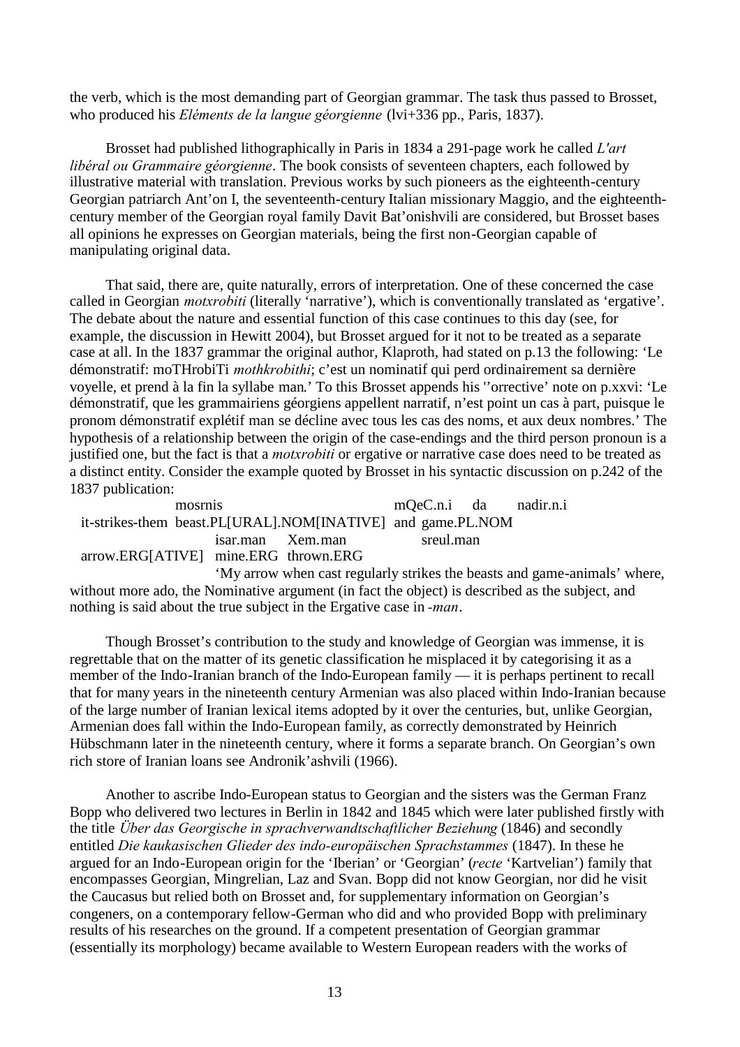the verb, which is the most demanding part of Georgian grammar. The task thus passed to Brosset, who produced his *Eléments de la langue géorgienne* (lvi+336 pp., Paris, 1837).

Brosset had published lithographically in Paris in 1834 a 291-page work he called *L'art libéral ou Grammaire géorgienne*. The book consists of seventeen chapters, each followed by illustrative material with translation. Previous works by such pioneers as the eighteenth-century Georgian patriarch Ant'on I, the seventeenth-century Italian missionary Maggio, and the eighteenth-century member of the Georgian royal family Davit Bat'onishvili are considered, but Brosset bases all opinions he expresses on Georgian materials, being the first non-Georgian capable of manipulating original data.

That said, there are, quite naturally, errors of interpretation. One of these concerned the case called in Georgian *motxrobiti* (literally 'narrative'), which is conventionally translated as 'ergative'. The debate about the nature and essential function of this case continues to this day (see, for example, the discussion in Hewitt 2004), but Brosset argued for it not to be treated as a separate case at all. In the 1837 grammar the original author, Klaproth, had stated on p.13 the following: 'Le démonstratif: moTHrobiTi *mothkrobithi*; c'est un nominatif qui perd ordinairement sa dernière voyelle, et prend à la fin la syllabe man.' To this Brosset appends his ''orrective' note on p.xxvi: 'Le démonstratif, que les grammairiens géorgiens appellent narratif, n'est point un cas à part, puisque le pronom démonstratif explétif man se décline avec tous les cas des noms, et aux deux nombres.' The hypothesis of a relationship between the origin of the case-endings and the third person pronoun is a justified one, but the fact is that a *motxrobiti* or ergative or narrative case does need to be treated as a distinct entity. Consider the example quoted by Brosset in his syntactic discussion on p.242 of the 1837 publication:

mosrnis mQeC.n.i da nadir.n.i
it-strikes-them beast.PL[URAL].NOM[INATIVE] and game.PL.NOM
isar.man Xem.man sreul.man
arrow.ERG[ATIVE] mine.ERG thrown.ERG
'My arrow when cast regularly strikes the beasts and game-animals' where, without more ado, the Nominative argument (in fact the object) is described as the subject, and nothing is said about the true subject in the Ergative case in *-man*.

Though Brosset's contribution to the study and knowledge of Georgian was immense, it is regrettable that on the matter of its genetic classification he misplaced it by categorising it as a member of the Indo-Iranian branch of the Indo-European family — it is perhaps pertinent to recall that for many years in the nineteenth century Armenian was also placed within Indo-Iranian because of the large number of Iranian lexical items adopted by it over the centuries, but, unlike Georgian, Armenian does fall within the Indo-European family, as correctly demonstrated by Heinrich Hübschmann later in the nineteenth century, where it forms a separate branch. On Georgian's own rich store of Iranian loans see Andronik'ashvili (1966).

Another to ascribe Indo-European status to Georgian and the sisters was the German Franz Bopp who delivered two lectures in Berlin in 1842 and 1845 which were later published firstly with the title *Über das Georgische in sprachverwandtschaftlicher Beziehung* (1846) and secondly entitled *Die kaukasischen Glieder des indo-europäischen Sprachstammes* (1847). In these he argued for an Indo-European origin for the 'Iberian' or 'Georgian' (*recte* 'Kartvelian') family that encompasses Georgian, Mingrelian, Laz and Svan. Bopp did not know Georgian, nor did he visit the Caucasus but relied both on Brosset and, for supplementary information on Georgian's congeners, on a contemporary fellow-German who did and who provided Bopp with preliminary results of his researches on the ground. If a competent presentation of Georgian grammar (essentially its morphology) became available to Western European readers with the works of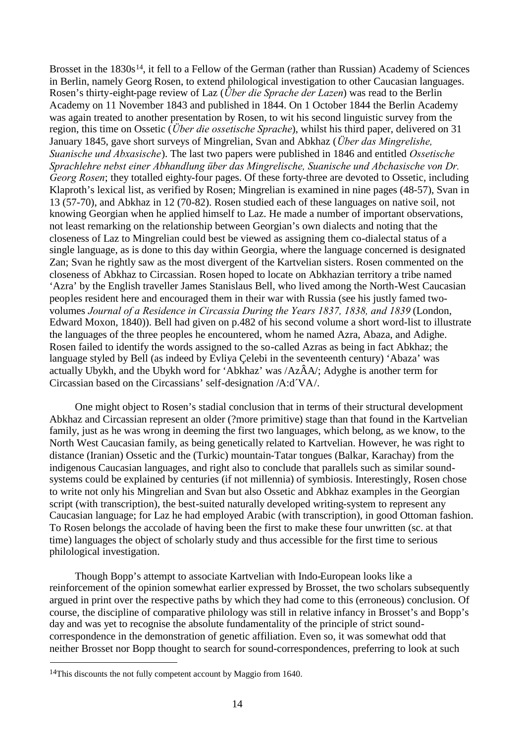Brosset in the 1830s[14], it fell to a Fellow of the German (rather than Russian) Academy of Sciences in Berlin, namely Georg Rosen, to extend philological investigation to other Caucasian languages. Rosen's thirty-eight-page review of Laz (*Über die Sprache der Lazen*) was read to the Berlin Academy on 11 November 1843 and published in 1844. On 1 October 1844 the Berlin Academy was again treated to another presentation by Rosen, to wit his second linguistic survey from the region, this time on Ossetic (*Über die ossetische Sprache*), whilst his third paper, delivered on 31 January 1845, gave short surveys of Mingrelian, Svan and Abkhaz (*Über das Mingrelishe, Suanische und Abxasische*). The last two papers were published in 1846 and entitled *Ossetische Sprachlehre nebst einer Abhandlung über das Mingrelische, Suanische und Abchasische von Dr. Georg Rosen*; they totalled eighty-four pages. Of these forty-three are devoted to Ossetic, including Klaproth's lexical list, as verified by Rosen; Mingrelian is examined in nine pages (48-57), Svan in 13 (57-70), and Abkhaz in 12 (70-82). Rosen studied each of these languages on native soil, not knowing Georgian when he applied himself to Laz. He made a number of important observations, not least remarking on the relationship between Georgian's own dialects and noting that the closeness of Laz to Mingrelian could best be viewed as assigning them co-dialectal status of a single language, as is done to this day within Georgia, where the language concerned is designated Zan; Svan he rightly saw as the most divergent of the Kartvelian sisters. Rosen commented on the closeness of Abkhaz to Circassian. Rosen hoped to locate on Abkhazian territory a tribe named 'Azra' by the English traveller James Stanislaus Bell, who lived among the North-West Caucasian peoples resident here and encouraged them in their war with Russia (see his justly famed two-volumes *Journal of a Residence in Circassia During the Years 1837, 1838, and 1839* (London, Edward Moxon, 1840)). Bell had given on p.482 of his second volume a short word-list to illustrate the languages of the three peoples he encountered, whom he named Azra, Abaza, and Adighe. Rosen failed to identify the words assigned to the so-called Azras as being in fact Abkhaz; the language styled by Bell (as indeed by Evliya Çelebi in the seventeenth century) 'Abaza' was actually Ubykh, and the Ubykh word for 'Abkhaz' was /AzÂA/; Adyghe is another term for Circassian based on the Circassians' self-designation /A:d´VA/.

One might object to Rosen's stadial conclusion that in terms of their structural development Abkhaz and Circassian represent an older (?more primitive) stage than that found in the Kartvelian family, just as he was wrong in deeming the first two languages, which belong, as we know, to the North West Caucasian family, as being genetically related to Kartvelian. However, he was right to distance (Iranian) Ossetic and the (Turkic) mountain-Tatar tongues (Balkar, Karachay) from the indigenous Caucasian languages, and right also to conclude that parallels such as similar sound-systems could be explained by centuries (if not millennia) of symbiosis. Interestingly, Rosen chose to write not only his Mingrelian and Svan but also Ossetic and Abkhaz examples in the Georgian script (with transcription), the best-suited naturally developed writing-system to represent any Caucasian language; for Laz he had employed Arabic (with transcription), in good Ottoman fashion. To Rosen belongs the accolade of having been the first to make these four unwritten (sc. at that time) languages the object of scholarly study and thus accessible for the first time to serious philological investigation.

Though Bopp's attempt to associate Kartvelian with Indo-European looks like a reinforcement of the opinion somewhat earlier expressed by Brosset, the two scholars subsequently argued in print over the respective paths by which they had come to this (erroneous) conclusion. Of course, the discipline of comparative philology was still in relative infancy in Brosset's and Bopp's day and was yet to recognise the absolute fundamentality of the principle of strict sound-correspondence in the demonstration of genetic affiliation. Even so, it was somewhat odd that neither Brosset nor Bopp thought to search for sound-correspondences, preferring to look at such

[14] This discounts the not fully competent account by Maggio from 1640.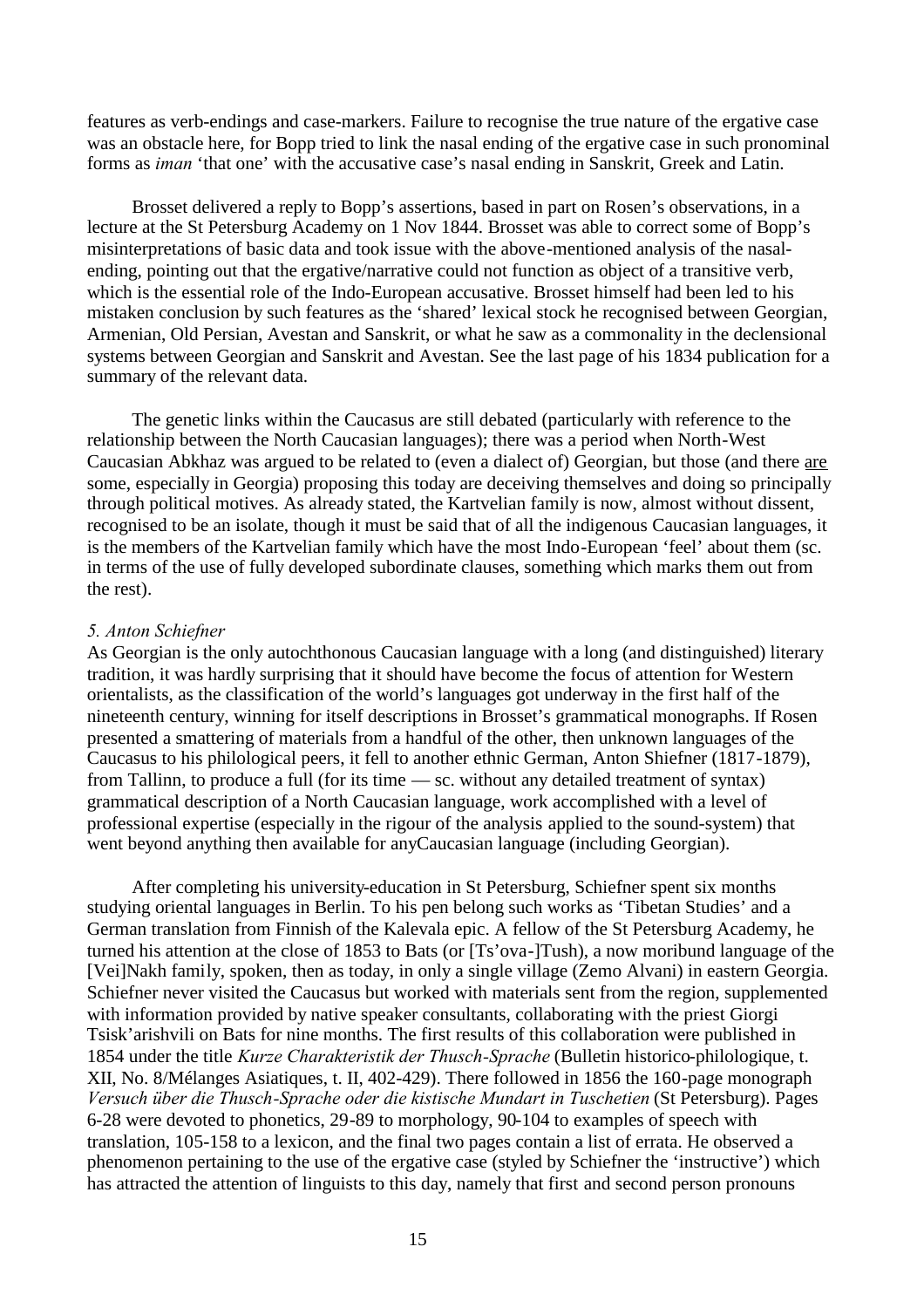features as verb-endings and case-markers. Failure to recognise the true nature of the ergative case was an obstacle here, for Bopp tried to link the nasal ending of the ergative case in such pronominal forms as *iman* 'that one' with the accusative case's nasal ending in Sanskrit, Greek and Latin.

Brosset delivered a reply to Bopp's assertions, based in part on Rosen's observations, in a lecture at the St Petersburg Academy on 1 Nov 1844. Brosset was able to correct some of Bopp's misinterpretations of basic data and took issue with the above-mentioned analysis of the nasal-ending, pointing out that the ergative/narrative could not function as object of a transitive verb, which is the essential role of the Indo-European accusative. Brosset himself had been led to his mistaken conclusion by such features as the 'shared' lexical stock he recognised between Georgian, Armenian, Old Persian, Avestan and Sanskrit, or what he saw as a commonality in the declensional systems between Georgian and Sanskrit and Avestan. See the last page of his 1834 publication for a summary of the relevant data.

The genetic links within the Caucasus are still debated (particularly with reference to the relationship between the North Caucasian languages); there was a period when North-West Caucasian Abkhaz was argued to be related to (even a dialect of) Georgian, but those (and there <u>are</u> some, especially in Georgia) proposing this today are deceiving themselves and doing so principally through political motives. As already stated, the Kartvelian family is now, almost without dissent, recognised to be an isolate, though it must be said that of all the indigenous Caucasian languages, it is the members of the Kartvelian family which have the most Indo-European 'feel' about them (sc. in terms of the use of fully developed subordinate clauses, something which marks them out from the rest).

### *5. Anton Schiefner*

As Georgian is the only autochthonous Caucasian language with a long (and distinguished) literary tradition, it was hardly surprising that it should have become the focus of attention for Western orientalists, as the classification of the world's languages got underway in the first half of the nineteenth century, winning for itself descriptions in Brosset's grammatical monographs. If Rosen presented a smattering of materials from a handful of the other, then unknown languages of the Caucasus to his philological peers, it fell to another ethnic German, Anton Shiefner (1817-1879), from Tallinn, to produce a full (for its time — sc. without any detailed treatment of syntax) grammatical description of a North Caucasian language, work accomplished with a level of professional expertise (especially in the rigour of the analysis applied to the sound-system) that went beyond anything then available for anyCaucasian language (including Georgian).

After completing his university-education in St Petersburg, Schiefner spent six months studying oriental languages in Berlin. To his pen belong such works as 'Tibetan Studies' and a German translation from Finnish of the Kalevala epic. A fellow of the St Petersburg Academy, he turned his attention at the close of 1853 to Bats (or [Ts'ova-]Tush), a now moribund language of the [Vei]Nakh family, spoken, then as today, in only a single village (Zemo Alvani) in eastern Georgia. Schiefner never visited the Caucasus but worked with materials sent from the region, supplemented with information provided by native speaker consultants, collaborating with the priest Giorgi Tsisk'arishvili on Bats for nine months. The first results of this collaboration were published in 1854 under the title *Kurze Charakteristik der Thusch-Sprache* (Bulletin historico-philologique, t. XII, No. 8/Mélanges Asiatiques, t. II, 402-429). There followed in 1856 the 160-page monograph *Versuch über die Thusch-Sprache oder die kistische Mundart in Tuschetien* (St Petersburg). Pages 6-28 were devoted to phonetics, 29-89 to morphology, 90-104 to examples of speech with translation, 105-158 to a lexicon, and the final two pages contain a list of errata. He observed a phenomenon pertaining to the use of the ergative case (styled by Schiefner the 'instructive') which has attracted the attention of linguists to this day, namely that first and second person pronouns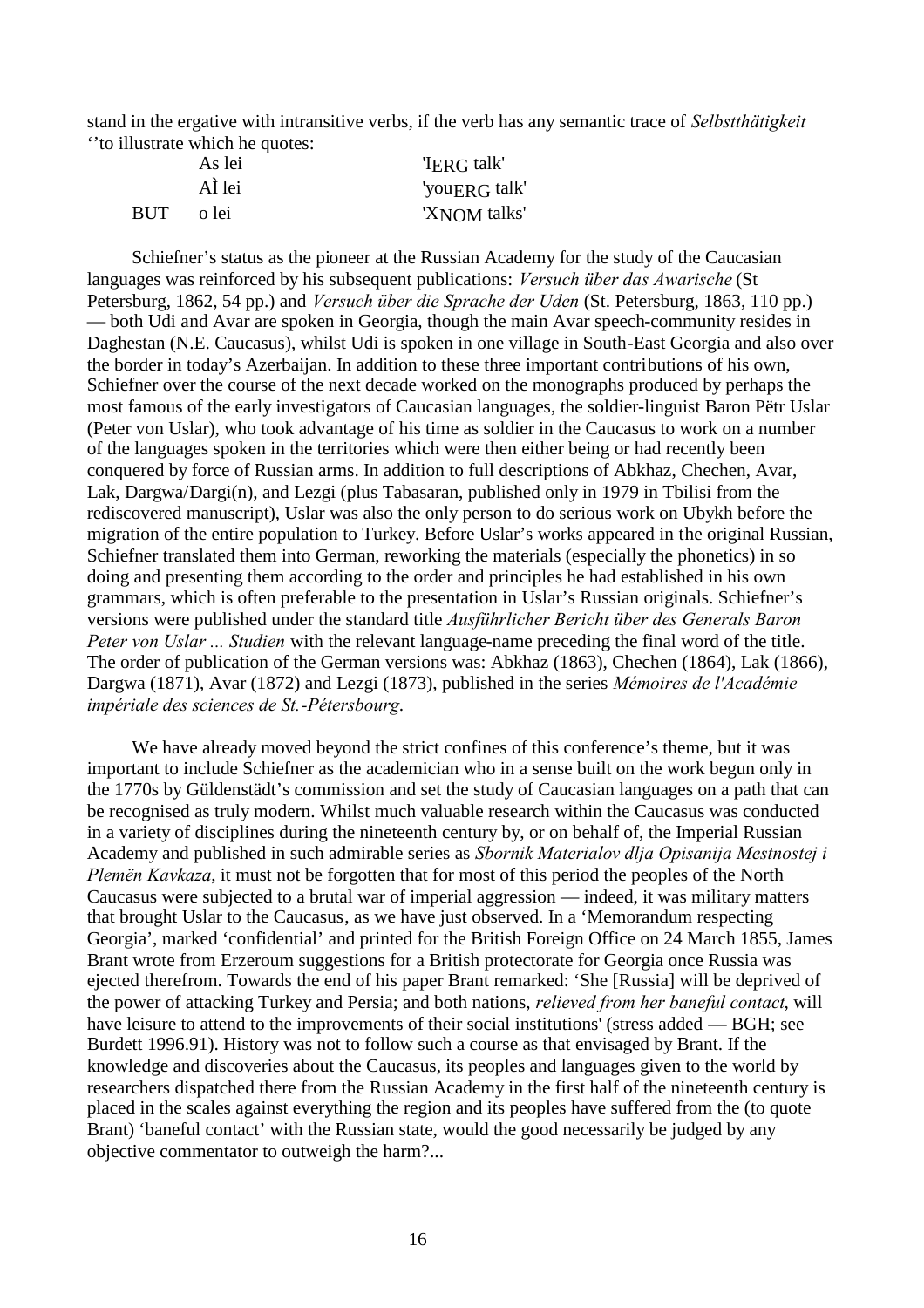stand in the ergative with intransitive verbs, if the verb has any semantic trace of *Selbstthätigkeit* ''to illustrate which he quotes:

| | | |
|---|---|---|
| | As lei | 'I$_{ERG}$ talk' |
| | AÌ lei | 'you$_{ERG}$ talk' |
| BUT | o lei | 'X$_{NOM}$ talks' |

Schiefner's status as the pioneer at the Russian Academy for the study of the Caucasian languages was reinforced by his subsequent publications: *Versuch über das Awarische* (St Petersburg, 1862, 54 pp.) and *Versuch über die Sprache der Uden* (St. Petersburg, 1863, 110 pp.) — both Udi and Avar are spoken in Georgia, though the main Avar speech-community resides in Daghestan (N.E. Caucasus), whilst Udi is spoken in one village in South-East Georgia and also over the border in today's Azerbaijan. In addition to these three important contributions of his own, Schiefner over the course of the next decade worked on the monographs produced by perhaps the most famous of the early investigators of Caucasian languages, the soldier-linguist Baron Pëtr Uslar (Peter von Uslar), who took advantage of his time as soldier in the Caucasus to work on a number of the languages spoken in the territories which were then either being or had recently been conquered by force of Russian arms. In addition to full descriptions of Abkhaz, Chechen, Avar, Lak, Dargwa/Dargi(n), and Lezgi (plus Tabasaran, published only in 1979 in Tbilisi from the rediscovered manuscript), Uslar was also the only person to do serious work on Ubykh before the migration of the entire population to Turkey. Before Uslar's works appeared in the original Russian, Schiefner translated them into German, reworking the materials (especially the phonetics) in so doing and presenting them according to the order and principles he had established in his own grammars, which is often preferable to the presentation in Uslar's Russian originals. Schiefner's versions were published under the standard title *Ausführlicher Bericht über des Generals Baron Peter von Uslar ... Studien* with the relevant language-name preceding the final word of the title. The order of publication of the German versions was: Abkhaz (1863), Chechen (1864), Lak (1866), Dargwa (1871), Avar (1872) and Lezgi (1873), published in the series *Mémoires de l'Académie impériale des sciences de St.-Pétersbourg*.

We have already moved beyond the strict confines of this conference's theme, but it was important to include Schiefner as the academician who in a sense built on the work begun only in the 1770s by Güldenstädt's commission and set the study of Caucasian languages on a path that can be recognised as truly modern. Whilst much valuable research within the Caucasus was conducted in a variety of disciplines during the nineteenth century by, or on behalf of, the Imperial Russian Academy and published in such admirable series as *Sbornik Materialov dlja Opisanija Mestnostej i Plemën Kavkaza*, it must not be forgotten that for most of this period the peoples of the North Caucasus were subjected to a brutal war of imperial aggression — indeed, it was military matters that brought Uslar to the Caucasus, as we have just observed. In a 'Memorandum respecting Georgia', marked 'confidential' and printed for the British Foreign Office on 24 March 1855, James Brant wrote from Erzeroum suggestions for a British protectorate for Georgia once Russia was ejected therefrom. Towards the end of his paper Brant remarked: 'She [Russia] will be deprived of the power of attacking Turkey and Persia; and both nations, *relieved from her baneful contact*, will have leisure to attend to the improvements of their social institutions' (stress added — BGH; see Burdett 1996.91). History was not to follow such a course as that envisaged by Brant. If the knowledge and discoveries about the Caucasus, its peoples and languages given to the world by researchers dispatched there from the Russian Academy in the first half of the nineteenth century is placed in the scales against everything the region and its peoples have suffered from the (to quote Brant) 'baneful contact' with the Russian state, would the good necessarily be judged by any objective commentator to outweigh the harm?...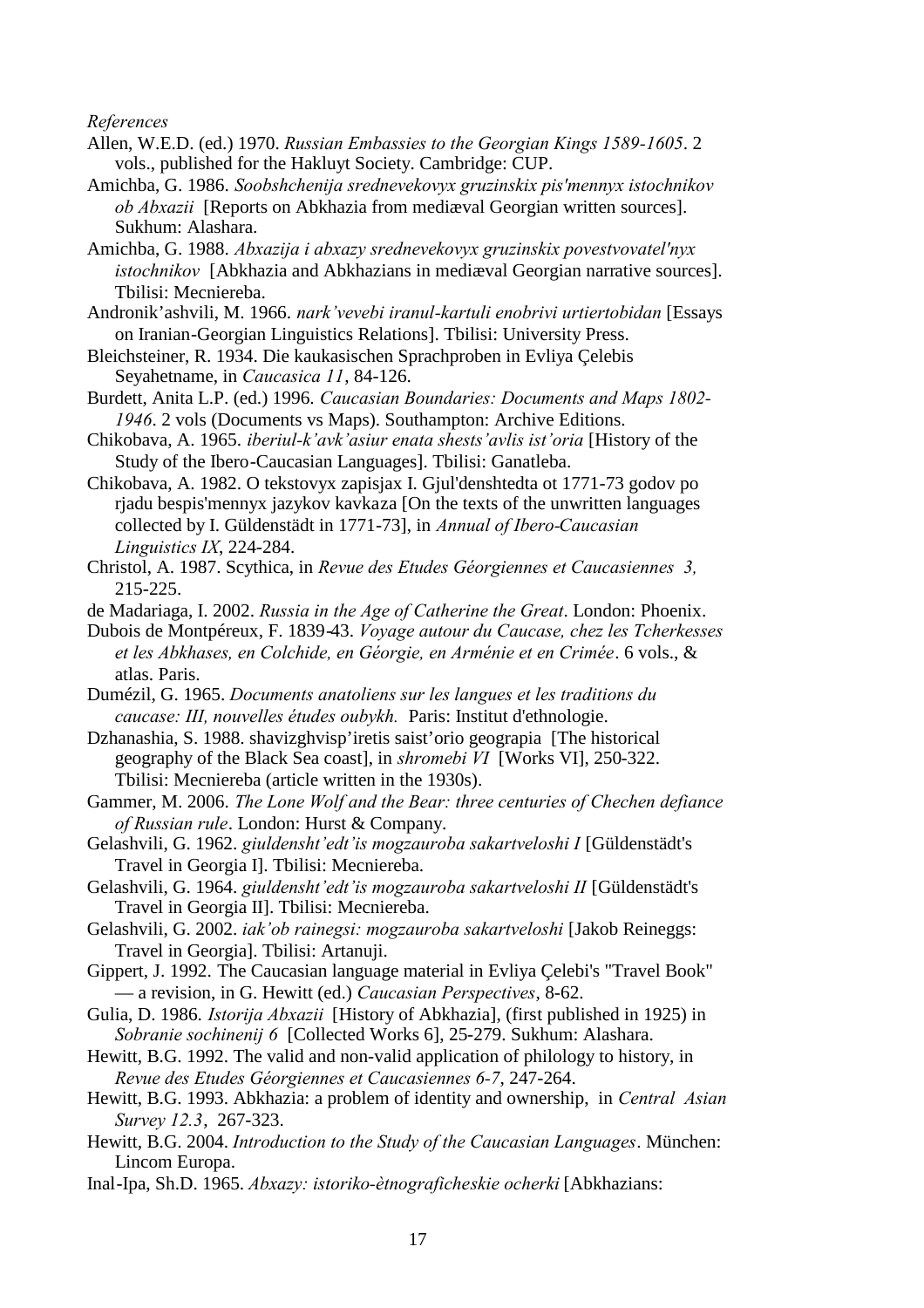*References*

Allen, W.E.D. (ed.) 1970. *Russian Embassies to the Georgian Kings 1589-1605*. 2 vols., published for the Hakluyt Society. Cambridge: CUP.

Amichba, G. 1986. *Soobshchenija srednevekovyx gruzinskix pis'mennyx istochnikov ob Abxazii* [Reports on Abkhazia from mediæval Georgian written sources]. Sukhum: Alashara.

Amichba, G. 1988. *Abxazija i abxazy srednevekovyx gruzinskix povestvovatel'nyx istochnikov* [Abkhazia and Abkhazians in mediæval Georgian narrative sources]. Tbilisi: Mecniereba.

Andronik'ashvili, M. 1966. *nark'vevebi iranul-kartuli enobrivi urtiertobidan* [Essays on Iranian-Georgian Linguistics Relations]. Tbilisi: University Press.

Bleichsteiner, R. 1934. Die kaukasischen Sprachproben in Evliya Çelebis Seyahetname, in *Caucasica 11*, 84-126.

Burdett, Anita L.P. (ed.) 1996. *Caucasian Boundaries: Documents and Maps 1802-1946*. 2 vols (Documents vs Maps). Southampton: Archive Editions.

Chikobava, A. 1965. *iberiul-k'avk'asiur enata shests'avlis ist'oria* [History of the Study of the Ibero-Caucasian Languages]. Tbilisi: Ganatleba.

Chikobava, A. 1982. O tekstovyx zapisjax I. Gjul'denshtedta ot 1771-73 godov po rjadu bespis'mennyx jazykov kavkaza [On the texts of the unwritten languages collected by I. Güldenstädt in 1771-73], in *Annual of Ibero-Caucasian Linguistics IX*, 224-284.

Christol, A. 1987. Scythica, in *Revue des Etudes Géorgiennes et Caucasiennes 3,* 215-225.

de Madariaga, I. 2002. *Russia in the Age of Catherine the Great*. London: Phoenix.

Dubois de Montpéreux, F. 1839-43. *Voyage autour du Caucase, chez les Tcherkesses et les Abkhases, en Colchide, en Géorgie, en Arménie et en Crimée*. 6 vols., & atlas. Paris.

Dumézil, G. 1965. *Documents anatoliens sur les langues et les traditions du caucase: III, nouvelles études oubykh.* Paris: Institut d'ethnologie.

Dzhanashia, S. 1988. shavizghvisp'iretis saist'orio geograpia [The historical geography of the Black Sea coast], in *shromebi VI* [Works VI], 250-322. Tbilisi: Mecniereba (article written in the 1930s).

Gammer, M. 2006. *The Lone Wolf and the Bear: three centuries of Chechen defiance of Russian rule*. London: Hurst & Company.

Gelashvili, G. 1962. *giuldensht'edt'is mogzauroba sakartveloshi I* [Güldenstädt's Travel in Georgia I]. Tbilisi: Mecniereba.

Gelashvili, G. 1964. *giuldensht'edt'is mogzauroba sakartveloshi II* [Güldenstädt's Travel in Georgia II]. Tbilisi: Mecniereba.

Gelashvili, G. 2002. *iak'ob rainegsi: mogzauroba sakartveloshi* [Jakob Reineggs: Travel in Georgia]. Tbilisi: Artanuji.

Gippert, J. 1992. The Caucasian language material in Evliya Çelebi's "Travel Book" — a revision, in G. Hewitt (ed.) *Caucasian Perspectives*, 8-62.

Gulia, D. 1986. *Istorija Abxazii* [History of Abkhazia], (first published in 1925) in *Sobranie sochinenij 6* [Collected Works 6], 25-279. Sukhum: Alashara.

Hewitt, B.G. 1992. The valid and non-valid application of philology to history, in *Revue des Etudes Géorgiennes et Caucasiennes 6-7*, 247-264.

Hewitt, B.G. 1993. Abkhazia: a problem of identity and ownership, in *Central Asian Survey 12.3*, 267-323.

Hewitt, B.G. 2004. *Introduction to the Study of the Caucasian Languages*. München: Lincom Europa.

Inal-Ipa, Sh.D. 1965. *Abxazy: istoriko-ètnograficheskie ocherki* [Abkhazians: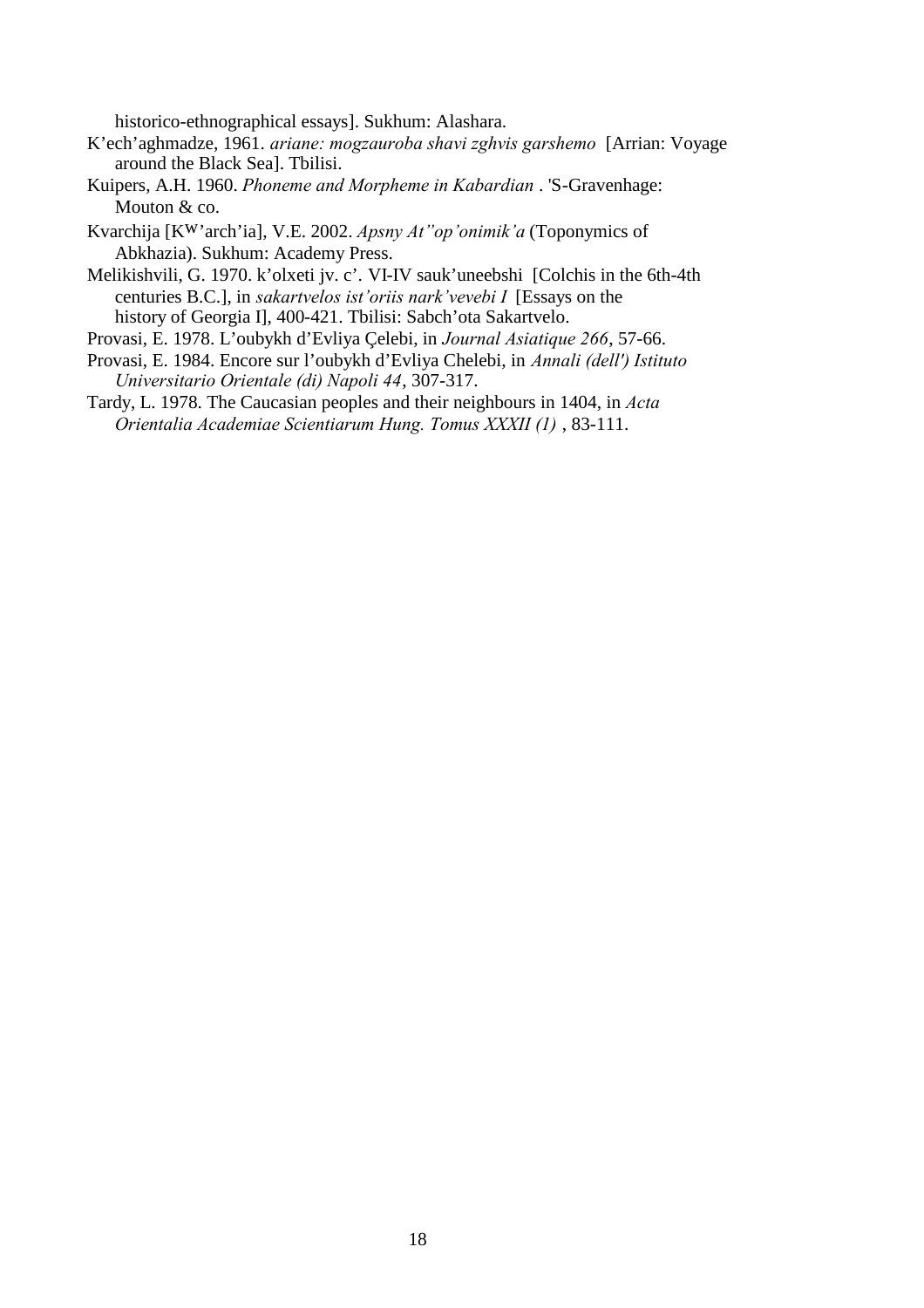historico-ethnographical essays]. Sukhum: Alashara.

K’ech’aghmadze, 1961. *ariane: mogzauroba shavi zghvis garshemo* [Arrian: Voyage around the Black Sea]. Tbilisi.

Kuipers, A.H. 1960. *Phoneme and Morpheme in Kabardian* . 'S-Gravenhage: Mouton & co.

Kvarchija [Kʷ’arch’ia], V.E. 2002. *Apsny At”op’onimik’a* (Toponymics of Abkhazia). Sukhum: Academy Press.

Melikishvili, G. 1970. k’olxeti jv. c’. VI-IV sauk’uneebshi [Colchis in the 6th-4th centuries B.C.], in *sakartvelos ist’oriis nark’vevebi I* [Essays on the history of Georgia I], 400-421. Tbilisi: Sabch’ota Sakartvelo.

Provasi, E. 1978. L’oubykh d’Evliya Çelebi, in *Journal Asiatique 266*, 57-66.

Provasi, E. 1984. Encore sur l’oubykh d’Evliya Chelebi, in *Annali (dell') Istituto Universitario Orientale (di) Napoli 44*, 307-317.

Tardy, L. 1978. The Caucasian peoples and their neighbours in 1404, in *Acta Orientalia Academiae Scientiarum Hung. Tomus XXXII (1)* , 83-111.